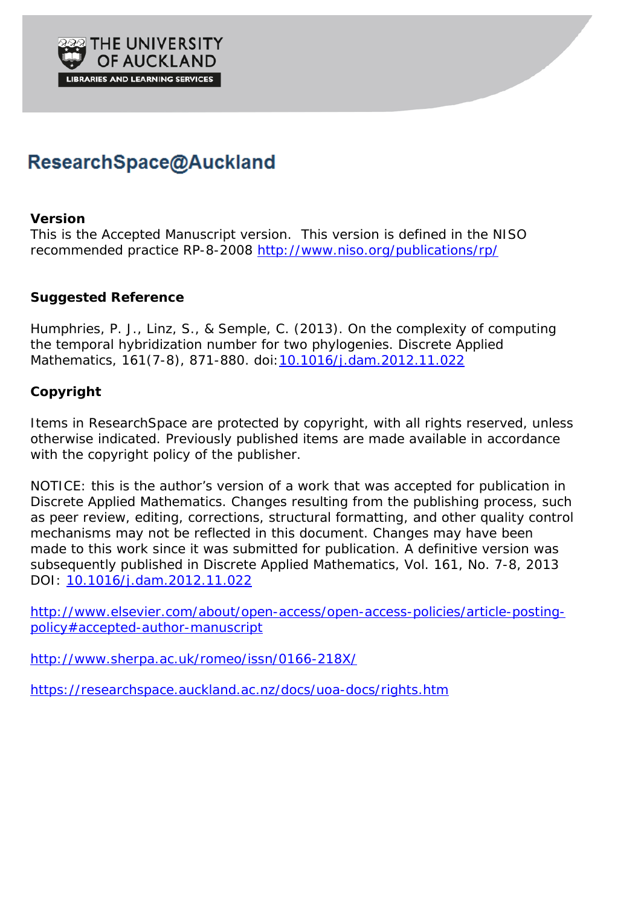THE UNIVERSITY OF AUCKLAND

LIBRARIES AND LEARNING SERVICES

# ResearchSpace@Auckland

## Version

This is the Accepted Manuscript version. This version is defined in the NISO recommended practice RP-8-2008 http://www.niso.org/publications/rp/

## Suggested Reference

Humphries, P. J., Linz, S., & Semple, C. (2013). On the complexity of computing the temporal hybridization number for two phylogenies. Discrete Applied Mathematics, 161(7-8), 871-880. doi:10.1016/j.dam.2012.11.022

## Copyright

Items in ResearchSpace are protected by copyright, with all rights reserved, unless otherwise indicated. Previously published items are made available in accordance with the copyright policy of the publisher.

NOTICE: this is the author's version of a work that was accepted for publication in Discrete Applied Mathematics. Changes resulting from the publishing process, such as peer review, editing, corrections, structural formatting, and other quality control mechanisms may not be reflected in this document. Changes may have been made to this work since it was submitted for publication. A definitive version was subsequently published in Discrete Applied Mathematics, Vol. 161, No. 7-8, 2013 DOI: 10.1016/j.dam.2012.11.022

http://www.elsevier.com/about/open-access/open-access-policies/article-posting-policy#accepted-author-manuscript

http://www.sherpa.ac.uk/romeo/issn/0166-218X/

https://researchspace.auckland.ac.nz/docs/uoa-docs/rights.htm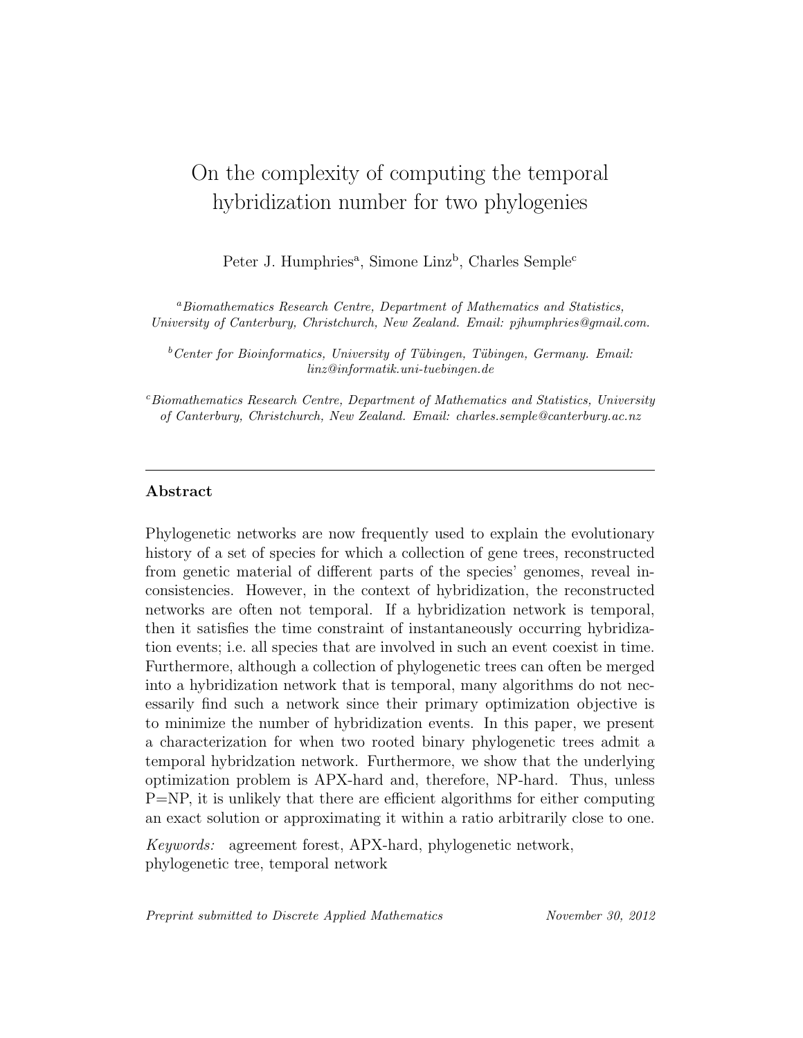# On the complexity of computing the temporal hybridization number for two phylogenies

Peter J. Humphries[a], Simone Linz[b], Charles Semple[c]

[a]*Biomathematics Research Centre, Department of Mathematics and Statistics, University of Canterbury, Christchurch, New Zealand. Email: pjhumphries@gmail.com.*

[b]*Center for Bioinformatics, University of Tübingen, Tübingen, Germany. Email: linz@informatik.uni-tuebingen.de*

[c]*Biomathematics Research Centre, Department of Mathematics and Statistics, University of Canterbury, Christchurch, New Zealand. Email: charles.semple@canterbury.ac.nz*

---

## Abstract

Phylogenetic networks are now frequently used to explain the evolutionary history of a set of species for which a collection of gene trees, reconstructed from genetic material of different parts of the species' genomes, reveal inconsistencies. However, in the context of hybridization, the reconstructed networks are often not temporal. If a hybridization network is temporal, then it satisfies the time constraint of instantaneously occurring hybridization events; i.e. all species that are involved in such an event coexist in time. Furthermore, although a collection of phylogenetic trees can often be merged into a hybridization network that is temporal, many algorithms do not necessarily find such a network since their primary optimization objective is to minimize the number of hybridization events. In this paper, we present a characterization for when two rooted binary phylogenetic trees admit a temporal hybridzation network. Furthermore, we show that the underlying optimization problem is APX-hard and, therefore, NP-hard. Thus, unless P=NP, it is unlikely that there are efficient algorithms for either computing an exact solution or approximating it within a ratio arbitrarily close to one.

*Keywords:* agreement forest, APX-hard, phylogenetic network, phylogenetic tree, temporal network

*Preprint submitted to Discrete Applied Mathematics* *November 30, 2012*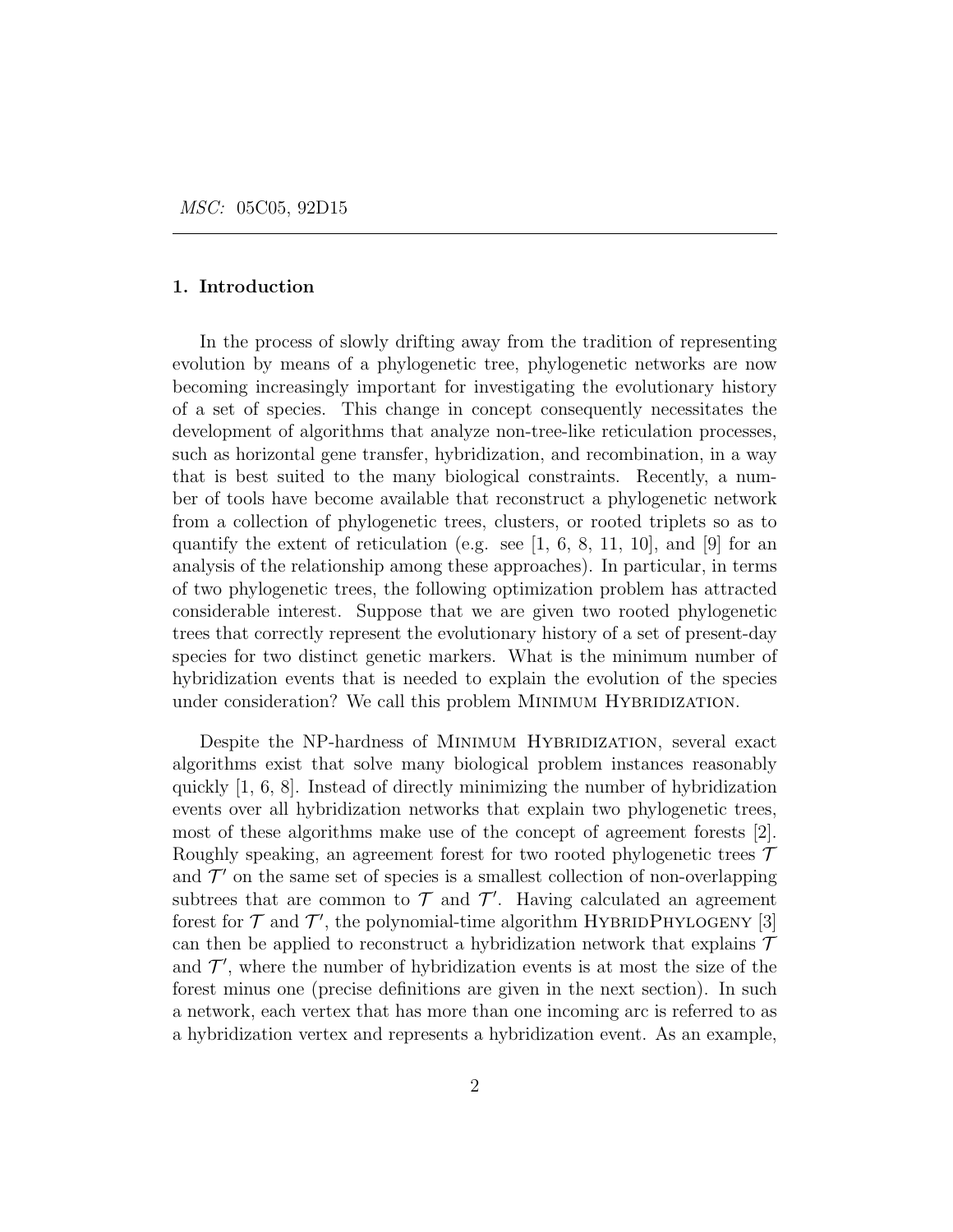*MSC:* 05C05, 92D15

## 1. Introduction

In the process of slowly drifting away from the tradition of representing evolution by means of a phylogenetic tree, phylogenetic networks are now becoming increasingly important for investigating the evolutionary history of a set of species. This change in concept consequently necessitates the development of algorithms that analyze non-tree-like reticulation processes, such as horizontal gene transfer, hybridization, and recombination, in a way that is best suited to the many biological constraints. Recently, a number of tools have become available that reconstruct a phylogenetic network from a collection of phylogenetic trees, clusters, or rooted triplets so as to quantify the extent of reticulation (e.g. see [1, 6, 8, 11, 10], and [9] for an analysis of the relationship among these approaches). In particular, in terms of two phylogenetic trees, the following optimization problem has attracted considerable interest. Suppose that we are given two rooted phylogenetic trees that correctly represent the evolutionary history of a set of present-day species for two distinct genetic markers. What is the minimum number of hybridization events that is needed to explain the evolution of the species under consideration? We call this problem Minimum Hybridization.

Despite the NP-hardness of Minimum Hybridization, several exact algorithms exist that solve many biological problem instances reasonably quickly [1, 6, 8]. Instead of directly minimizing the number of hybridization events over all hybridization networks that explain two phylogenetic trees, most of these algorithms make use of the concept of agreement forests [2]. Roughly speaking, an agreement forest for two rooted phylogenetic trees $\mathcal{T}$ and $\mathcal{T}'$ on the same set of species is a smallest collection of non-overlapping subtrees that are common to $\mathcal{T}$ and $\mathcal{T}'$. Having calculated an agreement forest for $\mathcal{T}$ and $\mathcal{T}'$, the polynomial-time algorithm HybridPhylogeny [3] can then be applied to reconstruct a hybridization network that explains $\mathcal{T}$ and $\mathcal{T}'$, where the number of hybridization events is at most the size of the forest minus one (precise definitions are given in the next section). In such a network, each vertex that has more than one incoming arc is referred to as a hybridization vertex and represents a hybridization event. As an example,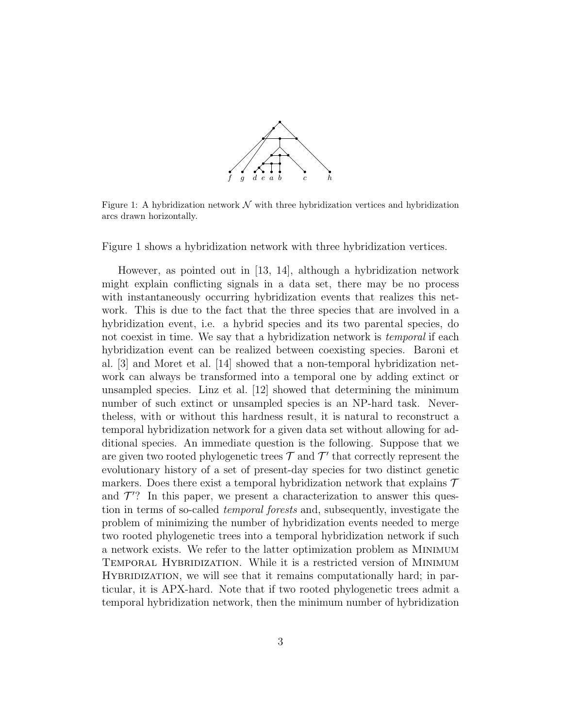Figure 1: A hybridization network $\mathcal{N}$ with three hybridization vertices and hybridization arcs drawn horizontally.

Figure 1 shows a hybridization network with three hybridization vertices.

However, as pointed out in [13, 14], although a hybridization network might explain conflicting signals in a data set, there may be no process with instantaneously occurring hybridization events that realizes this network. This is due to the fact that the three species that are involved in a hybridization event, i.e. a hybrid species and its two parental species, do not coexist in time. We say that a hybridization network is *temporal* if each hybridization event can be realized between coexisting species. Baroni et al. [3] and Moret et al. [14] showed that a non-temporal hybridization network can always be transformed into a temporal one by adding extinct or unsampled species. Linz et al. [12] showed that determining the minimum number of such extinct or unsampled species is an NP-hard task. Nevertheless, with or without this hardness result, it is natural to reconstruct a temporal hybridization network for a given data set without allowing for additional species. An immediate question is the following. Suppose that we are given two rooted phylogenetic trees $\mathcal{T}$ and $\mathcal{T}'$ that correctly represent the evolutionary history of a set of present-day species for two distinct genetic markers. Does there exist a temporal hybridization network that explains $\mathcal{T}$ and $\mathcal{T}'$? In this paper, we present a characterization to answer this question in terms of so-called *temporal forests* and, subsequently, investigate the problem of minimizing the number of hybridization events needed to merge two rooted phylogenetic trees into a temporal hybridization network if such a network exists. We refer to the latter optimization problem as Minimum Temporal Hybridization. While it is a restricted version of Minimum Hybridization, we will see that it remains computationally hard; in particular, it is APX-hard. Note that if two rooted phylogenetic trees admit a temporal hybridization network, then the minimum number of hybridization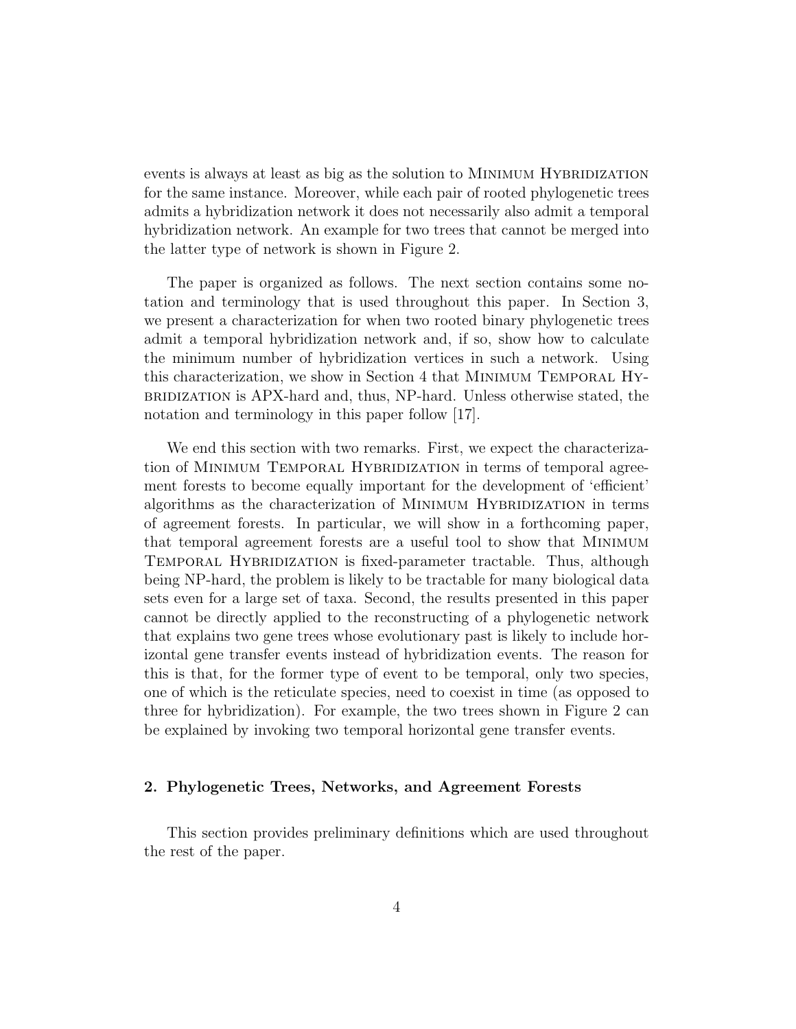events is always at least as big as the solution to Minimum Hybridization for the same instance. Moreover, while each pair of rooted phylogenetic trees admits a hybridization network it does not necessarily also admit a temporal hybridization network. An example for two trees that cannot be merged into the latter type of network is shown in Figure 2.

The paper is organized as follows. The next section contains some notation and terminology that is used throughout this paper. In Section 3, we present a characterization for when two rooted binary phylogenetic trees admit a temporal hybridization network and, if so, show how to calculate the minimum number of hybridization vertices in such a network. Using this characterization, we show in Section 4 that Minimum Temporal Hybridization is APX-hard and, thus, NP-hard. Unless otherwise stated, the notation and terminology in this paper follow [17].

We end this section with two remarks. First, we expect the characterization of Minimum Temporal Hybridization in terms of temporal agreement forests to become equally important for the development of 'efficient' algorithms as the characterization of Minimum Hybridization in terms of agreement forests. In particular, we will show in a forthcoming paper, that temporal agreement forests are a useful tool to show that Minimum Temporal Hybridization is fixed-parameter tractable. Thus, although being NP-hard, the problem is likely to be tractable for many biological data sets even for a large set of taxa. Second, the results presented in this paper cannot be directly applied to the reconstructing of a phylogenetic network that explains two gene trees whose evolutionary past is likely to include horizontal gene transfer events instead of hybridization events. The reason for this is that, for the former type of event to be temporal, only two species, one of which is the reticulate species, need to coexist in time (as opposed to three for hybridization). For example, the two trees shown in Figure 2 can be explained by invoking two temporal horizontal gene transfer events.

## 2. Phylogenetic Trees, Networks, and Agreement Forests

This section provides preliminary definitions which are used throughout the rest of the paper.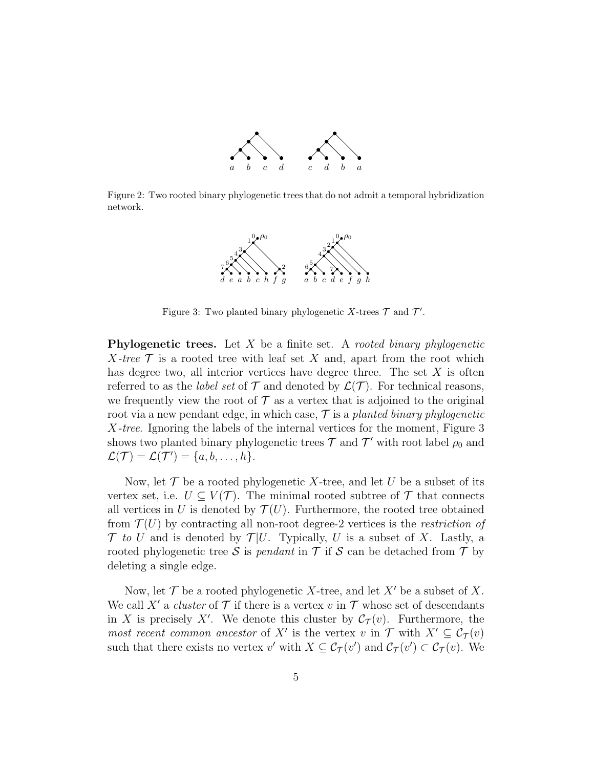Figure 2: Two rooted binary phylogenetic trees that do not admit a temporal hybridization network.

Figure 3: Two planted binary phylogenetic $X$-trees $\mathcal{T}$ and $\mathcal{T}'$.

**Phylogenetic trees.** Let $X$ be a finite set. A *rooted binary phylogenetic $X$-tree* $\mathcal{T}$ is a rooted tree with leaf set $X$ and, apart from the root which has degree two, all interior vertices have degree three. The set $X$ is often referred to as the *label set* of $\mathcal{T}$ and denoted by $\mathcal{L}(\mathcal{T})$. For technical reasons, we frequently view the root of $\mathcal{T}$ as a vertex that is adjoined to the original root via a new pendant edge, in which case, $\mathcal{T}$ is a *planted binary phylogenetic $X$-tree*. Ignoring the labels of the internal vertices for the moment, Figure 3 shows two planted binary phylogenetic trees $\mathcal{T}$ and $\mathcal{T}'$ with root label $\rho_0$ and $\mathcal{L}(\mathcal{T}) = \mathcal{L}(\mathcal{T}') = \{a, b, \ldots, h\}$.

Now, let $\mathcal{T}$ be a rooted phylogenetic $X$-tree, and let $U$ be a subset of its vertex set, i.e. $U \subseteq V(\mathcal{T})$. The minimal rooted subtree of $\mathcal{T}$ that connects all vertices in $U$ is denoted by $\mathcal{T}(U)$. Furthermore, the rooted tree obtained from $\mathcal{T}(U)$ by contracting all non-root degree-2 vertices is the *restriction of $\mathcal{T}$ to $U$* and is denoted by $\mathcal{T}|U$. Typically, $U$ is a subset of $X$. Lastly, a rooted phylogenetic tree $\mathcal{S}$ is *pendant* in $\mathcal{T}$ if $\mathcal{S}$ can be detached from $\mathcal{T}$ by deleting a single edge.

Now, let $\mathcal{T}$ be a rooted phylogenetic $X$-tree, and let $X'$ be a subset of $X$. We call $X'$ a *cluster* of $\mathcal{T}$ if there is a vertex $v$ in $\mathcal{T}$ whose set of descendants in $X$ is precisely $X'$. We denote this cluster by $\mathcal{C}_{\mathcal{T}}(v)$. Furthermore, the *most recent common ancestor* of $X'$ is the vertex $v$ in $\mathcal{T}$ with $X' \subseteq \mathcal{C}_{\mathcal{T}}(v)$ such that there exists no vertex $v'$ with $X \subseteq \mathcal{C}_{\mathcal{T}}(v')$ and $\mathcal{C}_{\mathcal{T}}(v') \subset \mathcal{C}_{\mathcal{T}}(v)$. We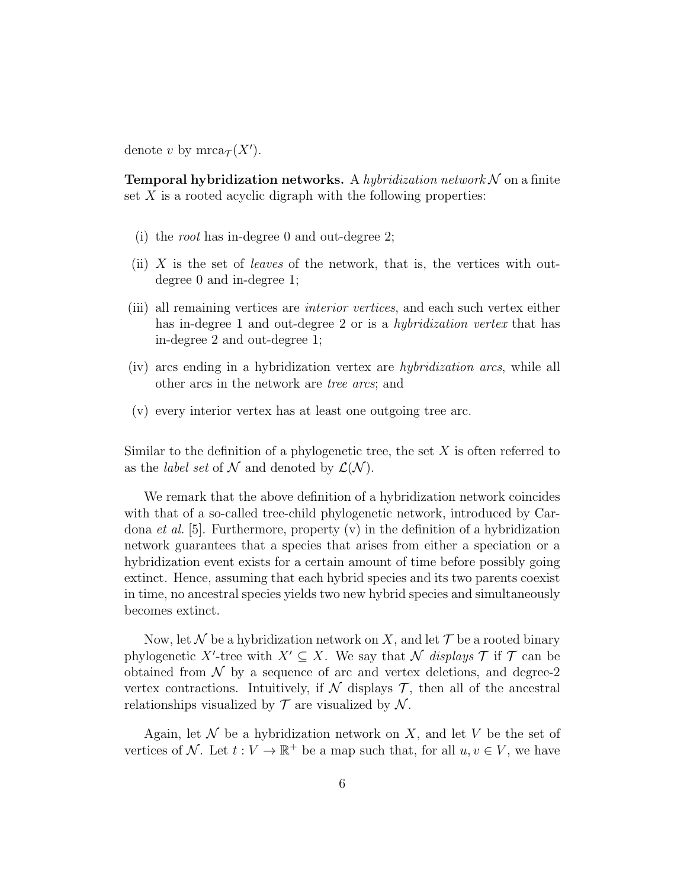denote $v$ by $\text{mrca}_{\mathcal{T}}(X')$.

**Temporal hybridization networks.** A *hybridization network* $\mathcal{N}$ on a finite set $X$ is a rooted acyclic digraph with the following properties:

- (i) the *root* has in-degree 0 and out-degree 2;
- (ii) $X$ is the set of *leaves* of the network, that is, the vertices with out-degree 0 and in-degree 1;
- (iii) all remaining vertices are *interior vertices*, and each such vertex either has in-degree 1 and out-degree 2 or is a *hybridization vertex* that has in-degree 2 and out-degree 1;
- (iv) arcs ending in a hybridization vertex are *hybridization arcs*, while all other arcs in the network are *tree arcs*; and
- (v) every interior vertex has at least one outgoing tree arc.

Similar to the definition of a phylogenetic tree, the set $X$ is often referred to as the *label set* of $\mathcal{N}$ and denoted by $\mathcal{L}(\mathcal{N})$.

We remark that the above definition of a hybridization network coincides with that of a so-called tree-child phylogenetic network, introduced by Cardona *et al.* [5]. Furthermore, property (v) in the definition of a hybridization network guarantees that a species that arises from either a speciation or a hybridization event exists for a certain amount of time before possibly going extinct. Hence, assuming that each hybrid species and its two parents coexist in time, no ancestral species yields two new hybrid species and simultaneously becomes extinct.

Now, let $\mathcal{N}$ be a hybridization network on $X$, and let $\mathcal{T}$ be a rooted binary phylogenetic $X'$-tree with $X' \subseteq X$. We say that $\mathcal{N}$ *displays* $\mathcal{T}$ if $\mathcal{T}$ can be obtained from $\mathcal{N}$ by a sequence of arc and vertex deletions, and degree-2 vertex contractions. Intuitively, if $\mathcal{N}$ displays $\mathcal{T}$, then all of the ancestral relationships visualized by $\mathcal{T}$ are visualized by $\mathcal{N}$.

Again, let $\mathcal{N}$ be a hybridization network on $X$, and let $V$ be the set of vertices of $\mathcal{N}$. Let $t : V \to \mathbb{R}^+$ be a map such that, for all $u, v \in V$, we have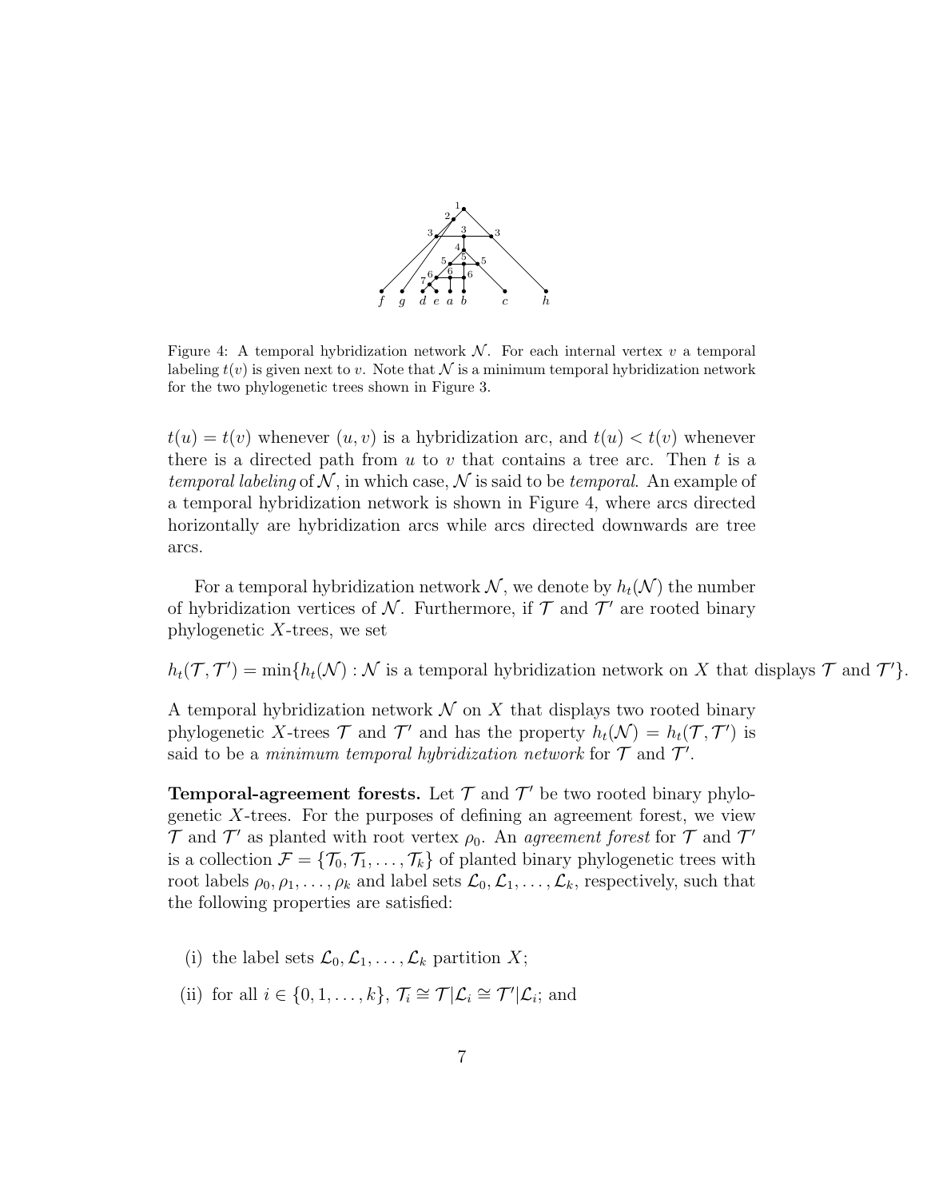Figure 4: A temporal hybridization network $\mathcal{N}$. For each internal vertex $v$ a temporal labeling $t(v)$ is given next to $v$. Note that $\mathcal{N}$ is a minimum temporal hybridization network for the two phylogenetic trees shown in Figure 3.

$t(u) = t(v)$ whenever $(u, v)$ is a hybridization arc, and $t(u) < t(v)$ whenever there is a directed path from $u$ to $v$ that contains a tree arc. Then $t$ is a *temporal labeling* of $\mathcal{N}$, in which case, $\mathcal{N}$ is said to be *temporal*. An example of a temporal hybridization network is shown in Figure 4, where arcs directed horizontally are hybridization arcs while arcs directed downwards are tree arcs.

For a temporal hybridization network $\mathcal{N}$, we denote by $h_t(\mathcal{N})$ the number of hybridization vertices of $\mathcal{N}$. Furthermore, if $\mathcal{T}$ and $\mathcal{T}'$ are rooted binary phylogenetic $X$-trees, we set

$$h_t(\mathcal{T}, \mathcal{T}') = \min\{h_t(\mathcal{N}) : \mathcal{N} \text{ is a temporal hybridization network on } X \text{ that displays } \mathcal{T} \text{ and } \mathcal{T}'\}.$$

A temporal hybridization network $\mathcal{N}$ on $X$ that displays two rooted binary phylogenetic $X$-trees $\mathcal{T}$ and $\mathcal{T}'$ and has the property $h_t(\mathcal{N}) = h_t(\mathcal{T}, \mathcal{T}')$ is said to be a *minimum temporal hybridization network* for $\mathcal{T}$ and $\mathcal{T}'$.

**Temporal-agreement forests.** Let $\mathcal{T}$ and $\mathcal{T}'$ be two rooted binary phylogenetic $X$-trees. For the purposes of defining an agreement forest, we view $\mathcal{T}$ and $\mathcal{T}'$ as planted with root vertex $\rho_0$. An *agreement forest* for $\mathcal{T}$ and $\mathcal{T}'$ is a collection $\mathcal{F} = \{\mathcal{T}_0, \mathcal{T}_1, \ldots, \mathcal{T}_k\}$ of planted binary phylogenetic trees with root labels $\rho_0, \rho_1, \ldots, \rho_k$ and label sets $\mathcal{L}_0, \mathcal{L}_1, \ldots, \mathcal{L}_k$, respectively, such that the following properties are satisfied:

(i) the label sets $\mathcal{L}_0, \mathcal{L}_1, \ldots, \mathcal{L}_k$ partition $X$;

(ii) for all $i \in \{0, 1, \ldots, k\}$, $\mathcal{T}_i \cong \mathcal{T}|\mathcal{L}_i \cong \mathcal{T}'|\mathcal{L}_i$; and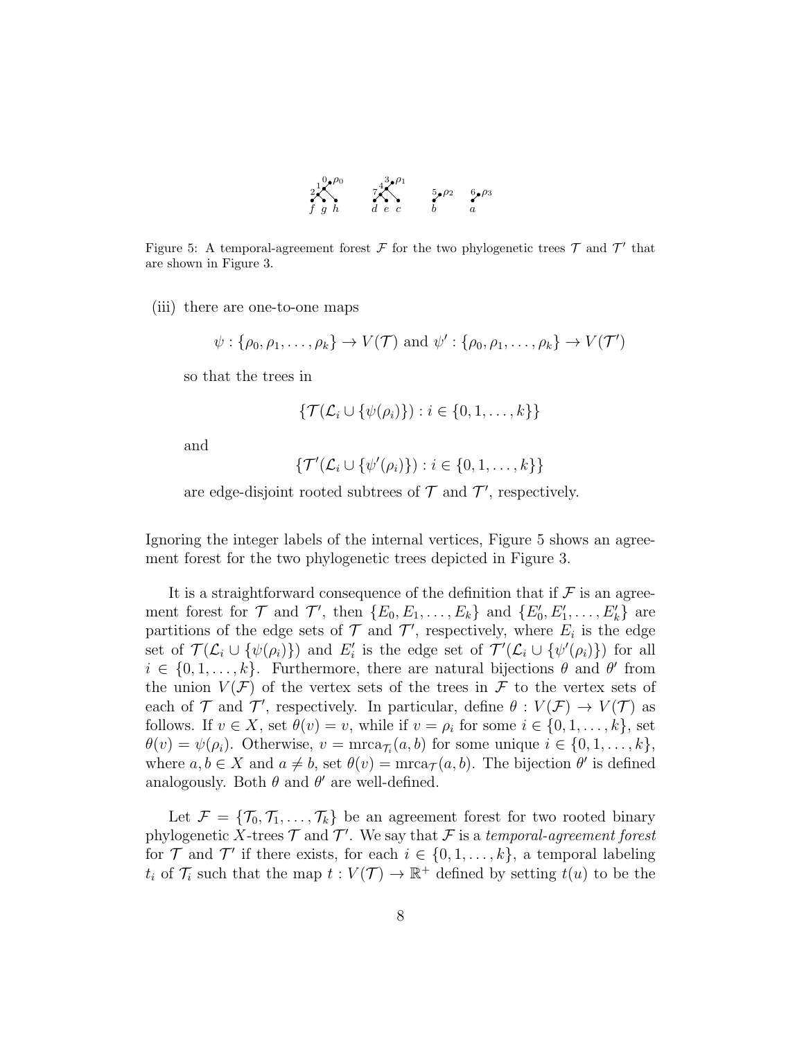Figure 5: A temporal-agreement forest $\mathcal{F}$ for the two phylogenetic trees $\mathcal{T}$ and $\mathcal{T}'$ that are shown in Figure 3.

(iii) there are one-to-one maps

$$\psi : \{\rho_0, \rho_1, \ldots, \rho_k\} \to V(\mathcal{T}) \text{ and } \psi' : \{\rho_0, \rho_1, \ldots, \rho_k\} \to V(\mathcal{T}')$$

so that the trees in

$$\{\mathcal{T}(\mathcal{L}_i \cup \{\psi(\rho_i)\}) : i \in \{0, 1, \ldots, k\}\}$$

and

$$\{\mathcal{T}'(\mathcal{L}_i \cup \{\psi'(\rho_i)\}) : i \in \{0, 1, \ldots, k\}\}$$

are edge-disjoint rooted subtrees of $\mathcal{T}$ and $\mathcal{T}'$, respectively.

Ignoring the integer labels of the internal vertices, Figure 5 shows an agreement forest for the two phylogenetic trees depicted in Figure 3.

It is a straightforward consequence of the definition that if $\mathcal{F}$ is an agreement forest for $\mathcal{T}$ and $\mathcal{T}'$, then $\{E_0, E_1, \ldots, E_k\}$ and $\{E'_0, E'_1, \ldots, E'_k\}$ are partitions of the edge sets of $\mathcal{T}$ and $\mathcal{T}'$, respectively, where $E_i$ is the edge set of $\mathcal{T}(\mathcal{L}_i \cup \{\psi(\rho_i)\})$ and $E'_i$ is the edge set of $\mathcal{T}'(\mathcal{L}_i \cup \{\psi'(\rho_i)\})$ for all $i \in \{0, 1, \ldots, k\}$. Furthermore, there are natural bijections $\theta$ and $\theta'$ from the union $V(\mathcal{F})$ of the vertex sets of the trees in $\mathcal{F}$ to the vertex sets of each of $\mathcal{T}$ and $\mathcal{T}'$, respectively. In particular, define $\theta : V(\mathcal{F}) \to V(\mathcal{T})$ as follows. If $v \in X$, set $\theta(v) = v$, while if $v = \rho_i$ for some $i \in \{0, 1, \ldots, k\}$, set $\theta(v) = \psi(\rho_i)$. Otherwise, $v = \text{mrca}_{\mathcal{T}_i}(a, b)$ for some unique $i \in \{0, 1, \ldots, k\}$, where $a, b \in X$ and $a \neq b$, set $\theta(v) = \text{mrca}_{\mathcal{T}}(a, b)$. The bijection $\theta'$ is defined analogously. Both $\theta$ and $\theta'$ are well-defined.

Let $\mathcal{F} = \{\mathcal{T}_0, \mathcal{T}_1, \ldots, \mathcal{T}_k\}$ be an agreement forest for two rooted binary phylogenetic $X$-trees $\mathcal{T}$ and $\mathcal{T}'$. We say that $\mathcal{F}$ is a *temporal-agreement forest* for $\mathcal{T}$ and $\mathcal{T}'$ if there exists, for each $i \in \{0, 1, \ldots, k\}$, a temporal labeling $t_i$ of $\mathcal{T}_i$ such that the map $t : V(\mathcal{T}) \to \mathbb{R}^+$ defined by setting $t(u)$ to be the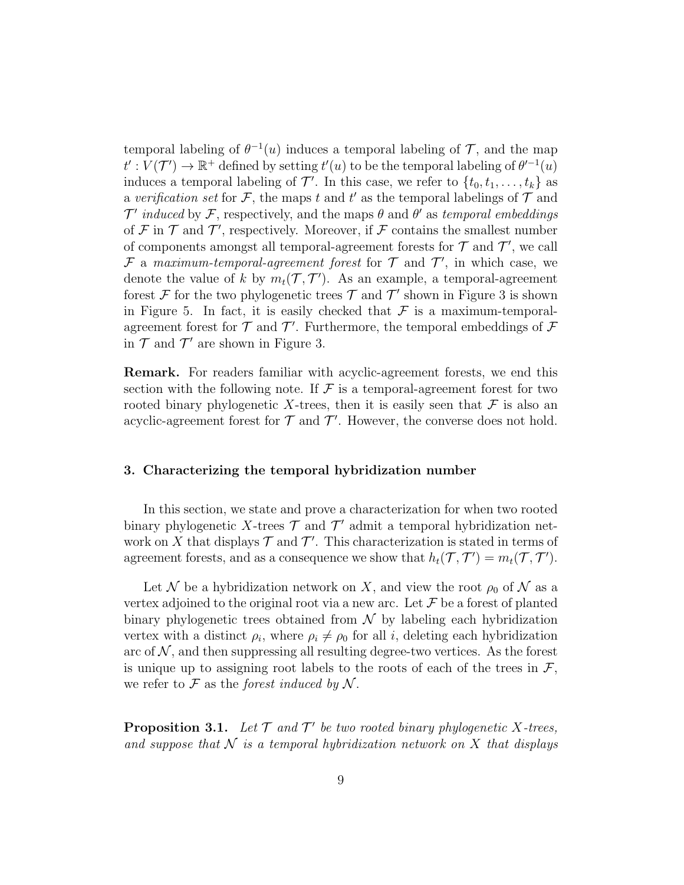temporal labeling of $\theta^{-1}(u)$ induces a temporal labeling of $\mathcal{T}$, and the map $t' : V(\mathcal{T}') \to \mathbb{R}^+$ defined by setting $t'(u)$ to be the temporal labeling of $\theta'^{-1}(u)$ induces a temporal labeling of $\mathcal{T}'$. In this case, we refer to $\{t_0, t_1, \dots, t_k\}$ as a *verification set* for $\mathcal{F}$, the maps $t$ and $t'$ as the temporal labelings of $\mathcal{T}$ and $\mathcal{T}'$ *induced* by $\mathcal{F}$, respectively, and the maps $\theta$ and $\theta'$ as *temporal embeddings* of $\mathcal{F}$ in $\mathcal{T}$ and $\mathcal{T}'$, respectively. Moreover, if $\mathcal{F}$ contains the smallest number of components amongst all temporal-agreement forests for $\mathcal{T}$ and $\mathcal{T}'$, we call $\mathcal{F}$ a *maximum-temporal-agreement forest* for $\mathcal{T}$ and $\mathcal{T}'$, in which case, we denote the value of $k$ by $m_t(\mathcal{T}, \mathcal{T}')$. As an example, a temporal-agreement forest $\mathcal{F}$ for the two phylogenetic trees $\mathcal{T}$ and $\mathcal{T}'$ shown in Figure 3 is shown in Figure 5. In fact, it is easily checked that $\mathcal{F}$ is a maximum-temporal-agreement forest for $\mathcal{T}$ and $\mathcal{T}'$. Furthermore, the temporal embeddings of $\mathcal{F}$ in $\mathcal{T}$ and $\mathcal{T}'$ are shown in Figure 3.

**Remark.** For readers familiar with acyclic-agreement forests, we end this section with the following note. If $\mathcal{F}$ is a temporal-agreement forest for two rooted binary phylogenetic $X$-trees, then it is easily seen that $\mathcal{F}$ is also an acyclic-agreement forest for $\mathcal{T}$ and $\mathcal{T}'$. However, the converse does not hold.

### 3. Characterizing the temporal hybridization number

In this section, we state and prove a characterization for when two rooted binary phylogenetic $X$-trees $\mathcal{T}$ and $\mathcal{T}'$ admit a temporal hybridization network on $X$ that displays $\mathcal{T}$ and $\mathcal{T}'$. This characterization is stated in terms of agreement forests, and as a consequence we show that $h_t(\mathcal{T}, \mathcal{T}') = m_t(\mathcal{T}, \mathcal{T}')$.

Let $\mathcal{N}$ be a hybridization network on $X$, and view the root $\rho_0$ of $\mathcal{N}$ as a vertex adjoined to the original root via a new arc. Let $\mathcal{F}$ be a forest of planted binary phylogenetic trees obtained from $\mathcal{N}$ by labeling each hybridization vertex with a distinct $\rho_i$, where $\rho_i \neq \rho_0$ for all $i$, deleting each hybridization arc of $\mathcal{N}$, and then suppressing all resulting degree-two vertices. As the forest is unique up to assigning root labels to the roots of each of the trees in $\mathcal{F}$, we refer to $\mathcal{F}$ as the *forest induced by* $\mathcal{N}$.

**Proposition 3.1.** *Let $\mathcal{T}$ and $\mathcal{T}'$ be two rooted binary phylogenetic $X$-trees, and suppose that $\mathcal{N}$ is a temporal hybridization network on $X$ that displays*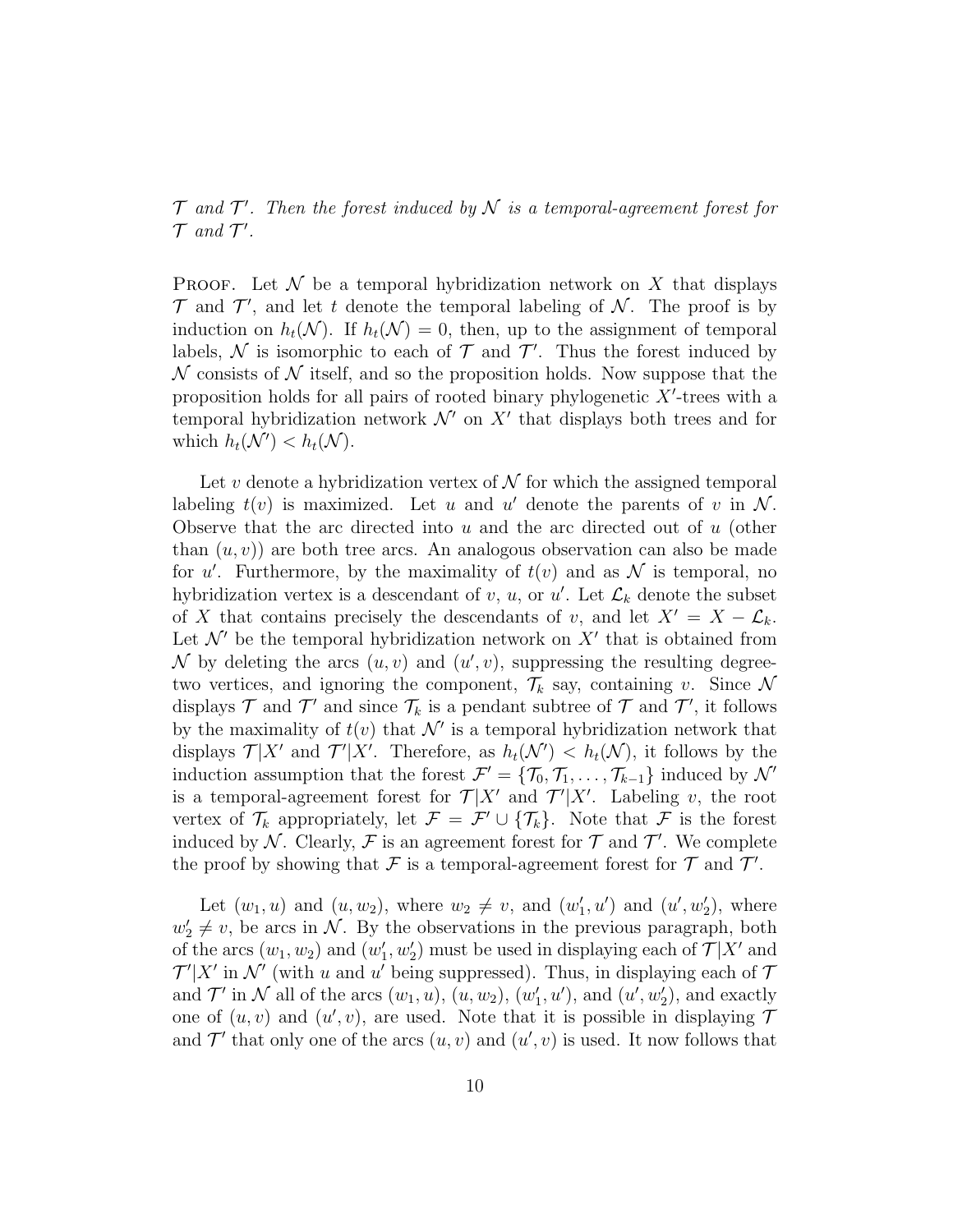*$\mathcal{T}$ and $\mathcal{T}'$. Then the forest induced by $\mathcal{N}$ is a temporal-agreement forest for $\mathcal{T}$ and $\mathcal{T}'$.*

Proof. Let $\mathcal{N}$ be a temporal hybridization network on $X$ that displays $\mathcal{T}$ and $\mathcal{T}'$, and let $t$ denote the temporal labeling of $\mathcal{N}$. The proof is by induction on $h_t(\mathcal{N})$. If $h_t(\mathcal{N}) = 0$, then, up to the assignment of temporal labels, $\mathcal{N}$ is isomorphic to each of $\mathcal{T}$ and $\mathcal{T}'$. Thus the forest induced by $\mathcal{N}$ consists of $\mathcal{N}$ itself, and so the proposition holds. Now suppose that the proposition holds for all pairs of rooted binary phylogenetic $X'$-trees with a temporal hybridization network $\mathcal{N}'$ on $X'$ that displays both trees and for which $h_t(\mathcal{N}') < h_t(\mathcal{N})$.

Let $v$ denote a hybridization vertex of $\mathcal{N}$ for which the assigned temporal labeling $t(v)$ is maximized. Let $u$ and $u'$ denote the parents of $v$ in $\mathcal{N}$. Observe that the arc directed into $u$ and the arc directed out of $u$ (other than $(u, v)$) are both tree arcs. An analogous observation can also be made for $u'$. Furthermore, by the maximality of $t(v)$ and as $\mathcal{N}$ is temporal, no hybridization vertex is a descendant of $v$, $u$, or $u'$. Let $\mathcal{L}_k$ denote the subset of $X$ that contains precisely the descendants of $v$, and let $X' = X - \mathcal{L}_k$. Let $\mathcal{N}'$ be the temporal hybridization network on $X'$ that is obtained from $\mathcal{N}$ by deleting the arcs $(u, v)$ and $(u', v)$, suppressing the resulting degree-two vertices, and ignoring the component, $\mathcal{T}_k$ say, containing $v$. Since $\mathcal{N}$ displays $\mathcal{T}$ and $\mathcal{T}'$ and since $\mathcal{T}_k$ is a pendant subtree of $\mathcal{T}$ and $\mathcal{T}'$, it follows by the maximality of $t(v)$ that $\mathcal{N}'$ is a temporal hybridization network that displays $\mathcal{T}|X'$ and $\mathcal{T}'|X'$. Therefore, as $h_t(\mathcal{N}') < h_t(\mathcal{N})$, it follows by the induction assumption that the forest $\mathcal{F}' = \{\mathcal{T}_0, \mathcal{T}_1, \ldots, \mathcal{T}_{k-1}\}$ induced by $\mathcal{N}'$ is a temporal-agreement forest for $\mathcal{T}|X'$ and $\mathcal{T}'|X'$. Labeling $v$, the root vertex of $\mathcal{T}_k$ appropriately, let $\mathcal{F} = \mathcal{F}' \cup \{\mathcal{T}_k\}$. Note that $\mathcal{F}$ is the forest induced by $\mathcal{N}$. Clearly, $\mathcal{F}$ is an agreement forest for $\mathcal{T}$ and $\mathcal{T}'$. We complete the proof by showing that $\mathcal{F}$ is a temporal-agreement forest for $\mathcal{T}$ and $\mathcal{T}'$.

Let $(w_1, u)$ and $(u, w_2)$, where $w_2 \neq v$, and $(w'_1, u')$ and $(u', w'_2)$, where $w'_2 \neq v$, be arcs in $\mathcal{N}$. By the observations in the previous paragraph, both of the arcs $(w_1, w_2)$ and $(w'_1, w'_2)$ must be used in displaying each of $\mathcal{T}|X'$ and $\mathcal{T}'|X'$ in $\mathcal{N}'$ (with $u$ and $u'$ being suppressed). Thus, in displaying each of $\mathcal{T}$ and $\mathcal{T}'$ in $\mathcal{N}$ all of the arcs $(w_1, u)$, $(u, w_2)$, $(w'_1, u')$, and $(u', w'_2)$, and exactly one of $(u, v)$ and $(u', v)$, are used. Note that it is possible in displaying $\mathcal{T}$ and $\mathcal{T}'$ that only one of the arcs $(u, v)$ and $(u', v)$ is used. It now follows that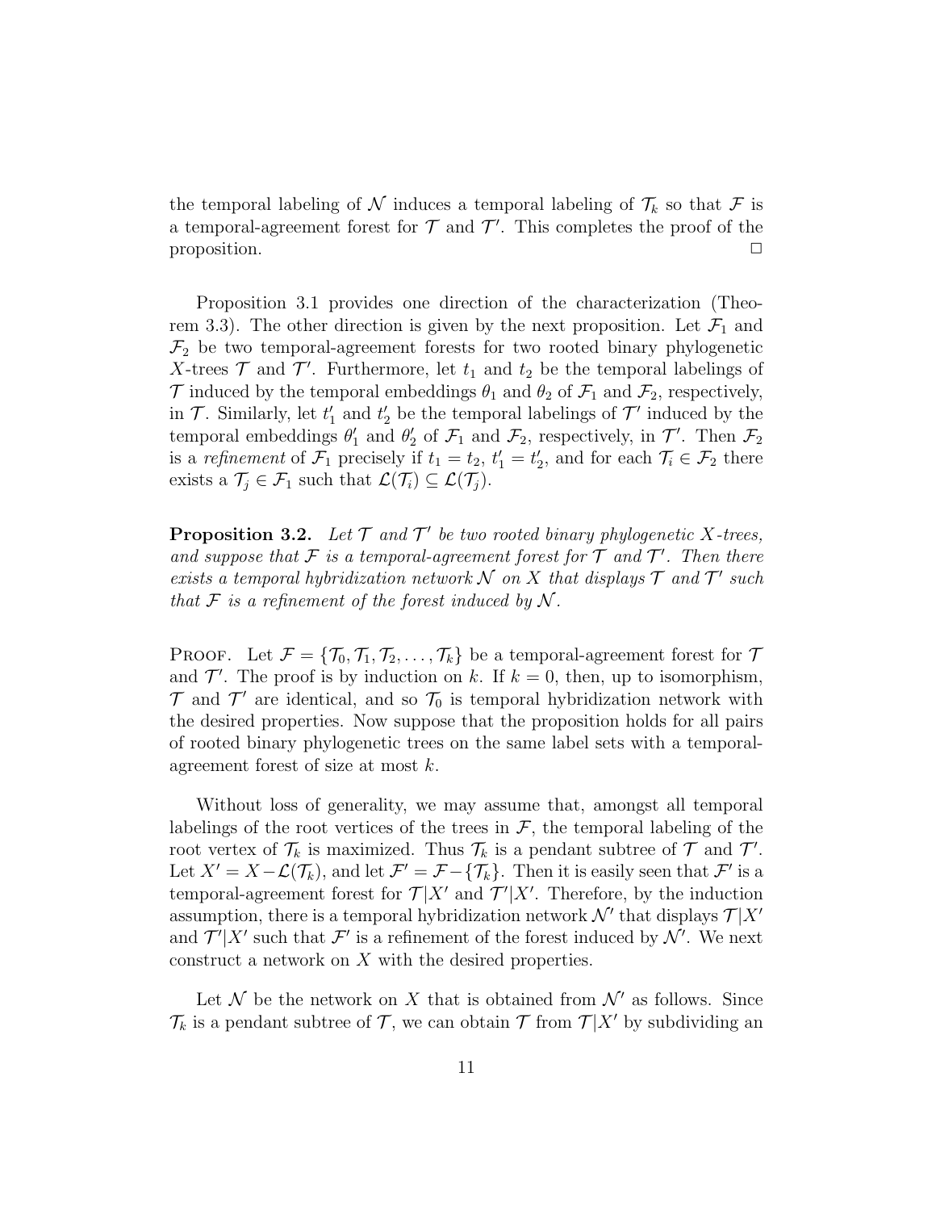the temporal labeling of $\mathcal{N}$ induces a temporal labeling of $\mathcal{T}_k$ so that $\mathcal{F}$ is a temporal-agreement forest for $\mathcal{T}$ and $\mathcal{T}'$. This completes the proof of the proposition. □

Proposition 3.1 provides one direction of the characterization (Theorem 3.3). The other direction is given by the next proposition. Let $\mathcal{F}_1$ and $\mathcal{F}_2$ be two temporal-agreement forests for two rooted binary phylogenetic $X$-trees $\mathcal{T}$ and $\mathcal{T}'$. Furthermore, let $t_1$ and $t_2$ be the temporal labelings of $\mathcal{T}$ induced by the temporal embeddings $\theta_1$ and $\theta_2$ of $\mathcal{F}_1$ and $\mathcal{F}_2$, respectively, in $\mathcal{T}$. Similarly, let $t'_1$ and $t'_2$ be the temporal labelings of $\mathcal{T}'$ induced by the temporal embeddings $\theta'_1$ and $\theta'_2$ of $\mathcal{F}_1$ and $\mathcal{F}_2$, respectively, in $\mathcal{T}'$. Then $\mathcal{F}_2$ is a *refinement* of $\mathcal{F}_1$ precisely if $t_1 = t_2$, $t'_1 = t'_2$, and for each $\mathcal{T}_i \in \mathcal{F}_2$ there exists a $\mathcal{T}_j \in \mathcal{F}_1$ such that $\mathcal{L}(\mathcal{T}_i) \subseteq \mathcal{L}(\mathcal{T}_j)$.

**Proposition 3.2.** *Let $\mathcal{T}$ and $\mathcal{T}'$ be two rooted binary phylogenetic $X$-trees, and suppose that $\mathcal{F}$ is a temporal-agreement forest for $\mathcal{T}$ and $\mathcal{T}'$. Then there exists a temporal hybridization network $\mathcal{N}$ on $X$ that displays $\mathcal{T}$ and $\mathcal{T}'$ such that $\mathcal{F}$ is a refinement of the forest induced by $\mathcal{N}$.*

Proof. Let $\mathcal{F} = \{\mathcal{T}_0, \mathcal{T}_1, \mathcal{T}_2, \ldots, \mathcal{T}_k\}$ be a temporal-agreement forest for $\mathcal{T}$ and $\mathcal{T}'$. The proof is by induction on $k$. If $k = 0$, then, up to isomorphism, $\mathcal{T}$ and $\mathcal{T}'$ are identical, and so $\mathcal{T}_0$ is temporal hybridization network with the desired properties. Now suppose that the proposition holds for all pairs of rooted binary phylogenetic trees on the same label sets with a temporal-agreement forest of size at most $k$.

Without loss of generality, we may assume that, amongst all temporal labelings of the root vertices of the trees in $\mathcal{F}$, the temporal labeling of the root vertex of $\mathcal{T}_k$ is maximized. Thus $\mathcal{T}_k$ is a pendant subtree of $\mathcal{T}$ and $\mathcal{T}'$. Let $X' = X - \mathcal{L}(\mathcal{T}_k)$, and let $\mathcal{F}' = \mathcal{F} - \{\mathcal{T}_k\}$. Then it is easily seen that $\mathcal{F}'$ is a temporal-agreement forest for $\mathcal{T}|X'$ and $\mathcal{T}'|X'$. Therefore, by the induction assumption, there is a temporal hybridization network $\mathcal{N}'$ that displays $\mathcal{T}|X'$ and $\mathcal{T}'|X'$ such that $\mathcal{F}'$ is a refinement of the forest induced by $\mathcal{N}'$. We next construct a network on $X$ with the desired properties.

Let $\mathcal{N}$ be the network on $X$ that is obtained from $\mathcal{N}'$ as follows. Since $\mathcal{T}_k$ is a pendant subtree of $\mathcal{T}$, we can obtain $\mathcal{T}$ from $\mathcal{T}|X'$ by subdividing an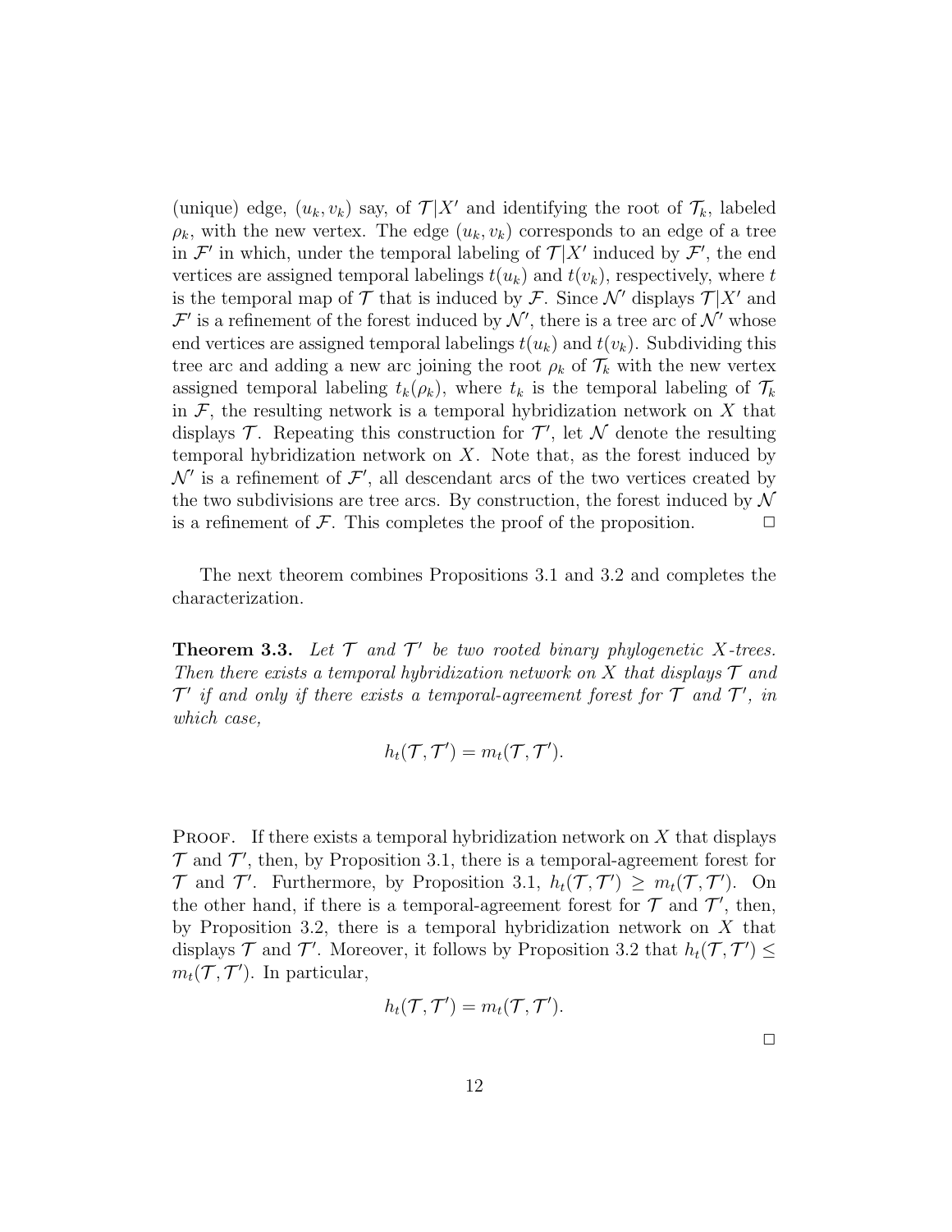(unique) edge, $(u_k, v_k)$ say, of $\mathcal{T}|X'$ and identifying the root of $\mathcal{T}_k$, labeled $\rho_k$, with the new vertex. The edge $(u_k, v_k)$ corresponds to an edge of a tree in $\mathcal{F}'$ in which, under the temporal labeling of $\mathcal{T}|X'$ induced by $\mathcal{F}'$, the end vertices are assigned temporal labelings $t(u_k)$ and $t(v_k)$, respectively, where $t$ is the temporal map of $\mathcal{T}$ that is induced by $\mathcal{F}$. Since $\mathcal{N}'$ displays $\mathcal{T}|X'$ and $\mathcal{F}'$ is a refinement of the forest induced by $\mathcal{N}'$, there is a tree arc of $\mathcal{N}'$ whose end vertices are assigned temporal labelings $t(u_k)$ and $t(v_k)$. Subdividing this tree arc and adding a new arc joining the root $\rho_k$ of $\mathcal{T}_k$ with the new vertex assigned temporal labeling $t_k(\rho_k)$, where $t_k$ is the temporal labeling of $\mathcal{T}_k$ in $\mathcal{F}$, the resulting network is a temporal hybridization network on $X$ that displays $\mathcal{T}$. Repeating this construction for $\mathcal{T}'$, let $\mathcal{N}$ denote the resulting temporal hybridization network on $X$. Note that, as the forest induced by $\mathcal{N}'$ is a refinement of $\mathcal{F}'$, all descendant arcs of the two vertices created by the two subdivisions are tree arcs. By construction, the forest induced by $\mathcal{N}$ is a refinement of $\mathcal{F}$. This completes the proof of the proposition. □

The next theorem combines Propositions 3.1 and 3.2 and completes the characterization.

**Theorem 3.3.** *Let $\mathcal{T}$ and $\mathcal{T}'$ be two rooted binary phylogenetic $X$-trees. Then there exists a temporal hybridization network on $X$ that displays $\mathcal{T}$ and $\mathcal{T}'$ if and only if there exists a temporal-agreement forest for $\mathcal{T}$ and $\mathcal{T}'$, in which case,*

$$h_t(\mathcal{T}, \mathcal{T}') = m_t(\mathcal{T}, \mathcal{T}').$$

Proof. If there exists a temporal hybridization network on $X$ that displays $\mathcal{T}$ and $\mathcal{T}'$, then, by Proposition 3.1, there is a temporal-agreement forest for $\mathcal{T}$ and $\mathcal{T}'$. Furthermore, by Proposition 3.1, $h_t(\mathcal{T}, \mathcal{T}') \geq m_t(\mathcal{T}, \mathcal{T}')$. On the other hand, if there is a temporal-agreement forest for $\mathcal{T}$ and $\mathcal{T}'$, then, by Proposition 3.2, there is a temporal hybridization network on $X$ that displays $\mathcal{T}$ and $\mathcal{T}'$. Moreover, it follows by Proposition 3.2 that $h_t(\mathcal{T}, \mathcal{T}') \leq m_t(\mathcal{T}, \mathcal{T}')$. In particular,

$$h_t(\mathcal{T}, \mathcal{T}') = m_t(\mathcal{T}, \mathcal{T}').$$

□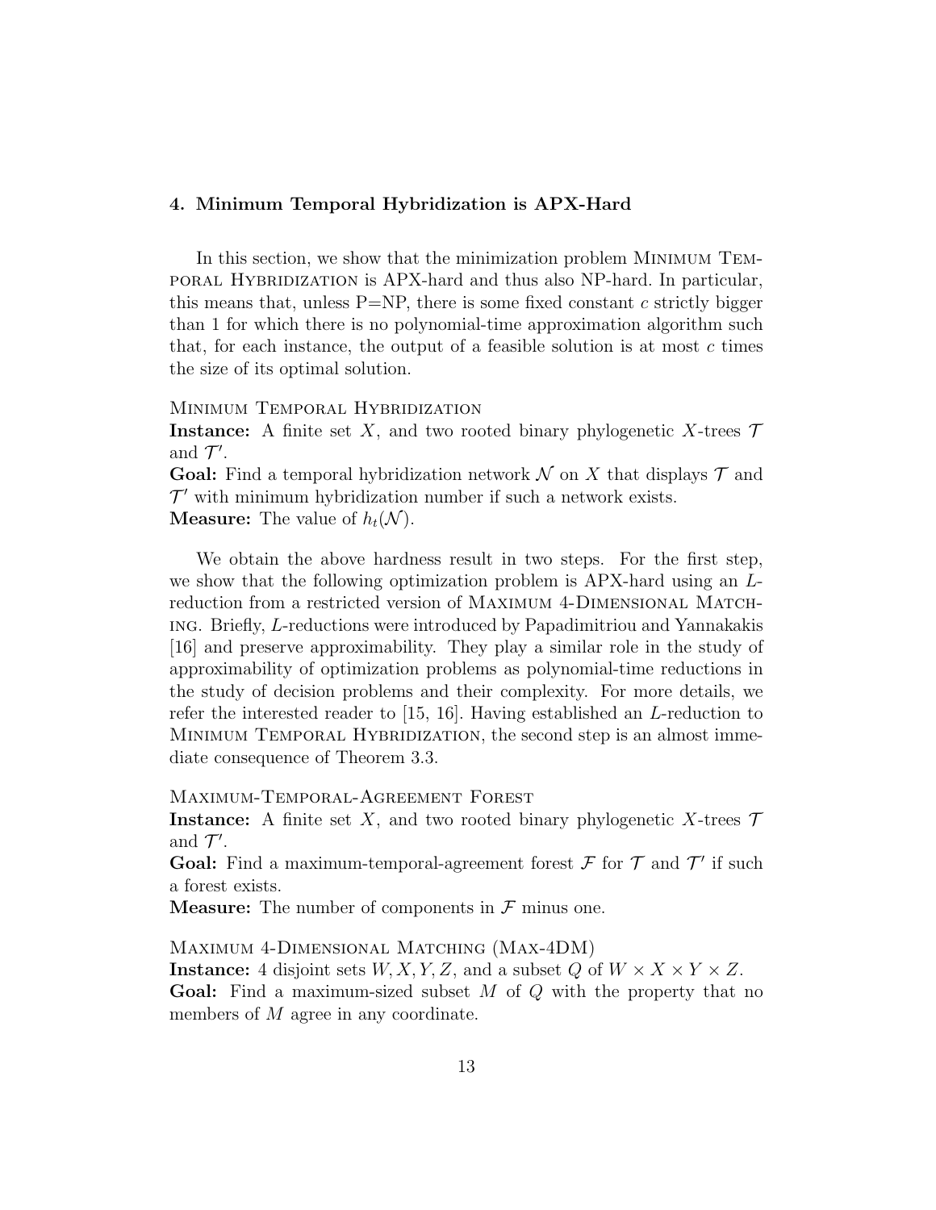### 4. Minimum Temporal Hybridization is APX-Hard

In this section, we show that the minimization problem Minimum Temporal Hybridization is APX-hard and thus also NP-hard. In particular, this means that, unless P=NP, there is some fixed constant $c$ strictly bigger than 1 for which there is no polynomial-time approximation algorithm such that, for each instance, the output of a feasible solution is at most $c$ times the size of its optimal solution.

Minimum Temporal Hybridization
**Instance:** A finite set $X$, and two rooted binary phylogenetic $X$-trees $\mathcal{T}$ and $\mathcal{T}'$.
**Goal:** Find a temporal hybridization network $\mathcal{N}$ on $X$ that displays $\mathcal{T}$ and $\mathcal{T}'$ with minimum hybridization number if such a network exists.
**Measure:** The value of $h_t(\mathcal{N})$.

We obtain the above hardness result in two steps. For the first step, we show that the following optimization problem is APX-hard using an $L$-reduction from a restricted version of Maximum 4-Dimensional Matching. Briefly, $L$-reductions were introduced by Papadimitriou and Yannakakis [16] and preserve approximability. They play a similar role in the study of approximability of optimization problems as polynomial-time reductions in the study of decision problems and their complexity. For more details, we refer the interested reader to [15, 16]. Having established an $L$-reduction to Minimum Temporal Hybridization, the second step is an almost immediate consequence of Theorem 3.3.

Maximum-Temporal-Agreement Forest
**Instance:** A finite set $X$, and two rooted binary phylogenetic $X$-trees $\mathcal{T}$ and $\mathcal{T}'$.
**Goal:** Find a maximum-temporal-agreement forest $\mathcal{F}$ for $\mathcal{T}$ and $\mathcal{T}'$ if such a forest exists.
**Measure:** The number of components in $\mathcal{F}$ minus one.

Maximum 4-Dimensional Matching (Max-4DM)
**Instance:** 4 disjoint sets $W, X, Y, Z$, and a subset $Q$ of $W \times X \times Y \times Z$.
**Goal:** Find a maximum-sized subset $M$ of $Q$ with the property that no members of $M$ agree in any coordinate.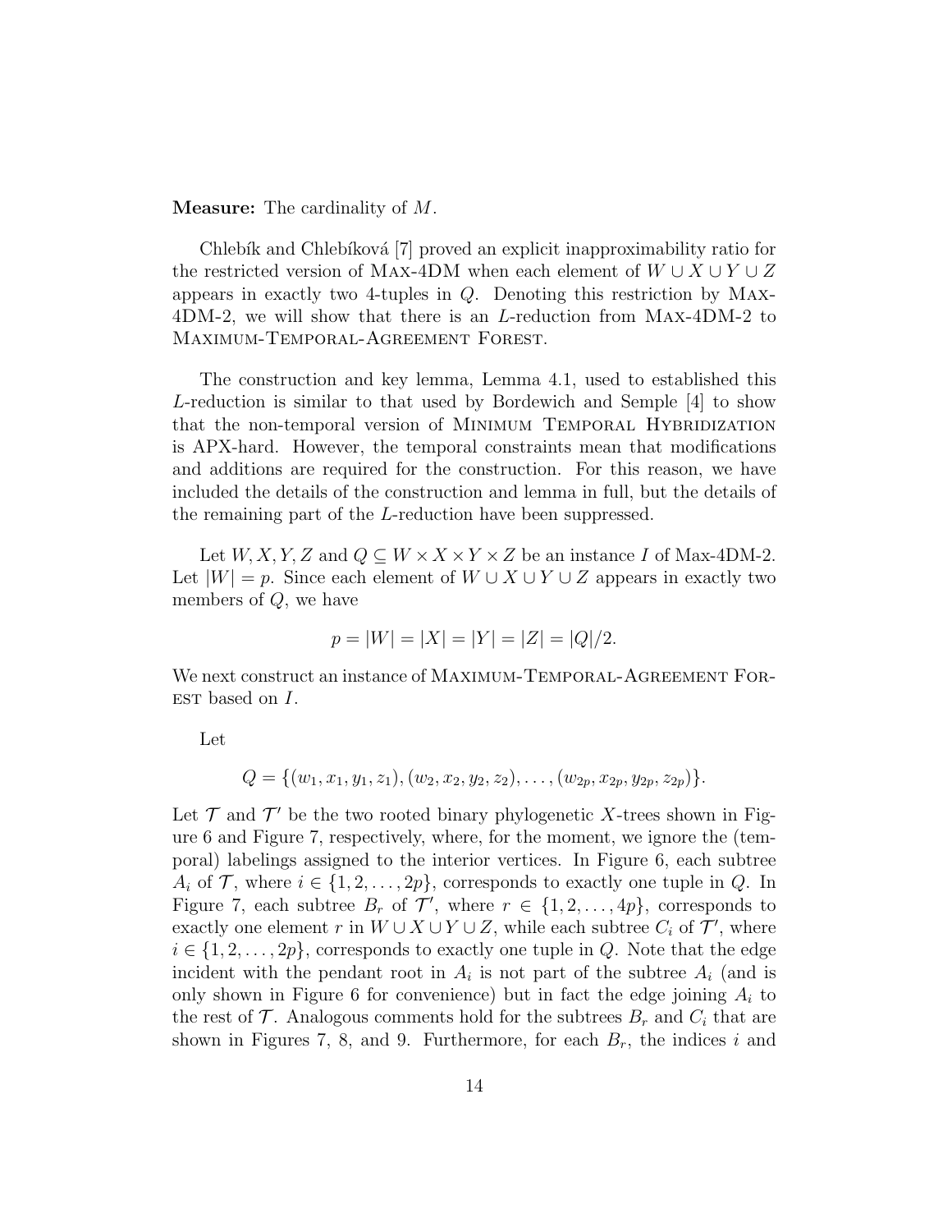**Measure:** The cardinality of $M$.

Chlebík and Chlebíková [7] proved an explicit inapproximability ratio for the restricted version of Max-4DM when each element of $W \cup X \cup Y \cup Z$ appears in exactly two 4-tuples in $Q$. Denoting this restriction by Max-4DM-2, we will show that there is an $L$-reduction from Max-4DM-2 to Maximum-Temporal-Agreement Forest.

The construction and key lemma, Lemma 4.1, used to established this $L$-reduction is similar to that used by Bordewich and Semple [4] to show that the non-temporal version of Minimum Temporal Hybridization is APX-hard. However, the temporal constraints mean that modifications and additions are required for the construction. For this reason, we have included the details of the construction and lemma in full, but the details of the remaining part of the $L$-reduction have been suppressed.

Let $W, X, Y, Z$ and $Q \subseteq W \times X \times Y \times Z$ be an instance $I$ of Max-4DM-2. Let $|W| = p$. Since each element of $W \cup X \cup Y \cup Z$ appears in exactly two members of $Q$, we have

$$p = |W| = |X| = |Y| = |Z| = |Q|/2.$$

We next construct an instance of Maximum-Temporal-Agreement Forest based on $I$.

Let

$$Q = \{(w_1, x_1, y_1, z_1), (w_2, x_2, y_2, z_2), \ldots, (w_{2p}, x_{2p}, y_{2p}, z_{2p})\}.$$

Let $\mathcal{T}$ and $\mathcal{T}'$ be the two rooted binary phylogenetic $X$-trees shown in Figure 6 and Figure 7, respectively, where, for the moment, we ignore the (temporal) labelings assigned to the interior vertices. In Figure 6, each subtree $A_i$ of $\mathcal{T}$, where $i \in \{1, 2, \ldots, 2p\}$, corresponds to exactly one tuple in $Q$. In Figure 7, each subtree $B_r$ of $\mathcal{T}'$, where $r \in \{1, 2, \ldots, 4p\}$, corresponds to exactly one element $r$ in $W \cup X \cup Y \cup Z$, while each subtree $C_i$ of $\mathcal{T}'$, where $i \in \{1, 2, \ldots, 2p\}$, corresponds to exactly one tuple in $Q$. Note that the edge incident with the pendant root in $A_i$ is not part of the subtree $A_i$ (and is only shown in Figure 6 for convenience) but in fact the edge joining $A_i$ to the rest of $\mathcal{T}$. Analogous comments hold for the subtrees $B_r$ and $C_i$ that are shown in Figures 7, 8, and 9. Furthermore, for each $B_r$, the indices $i$ and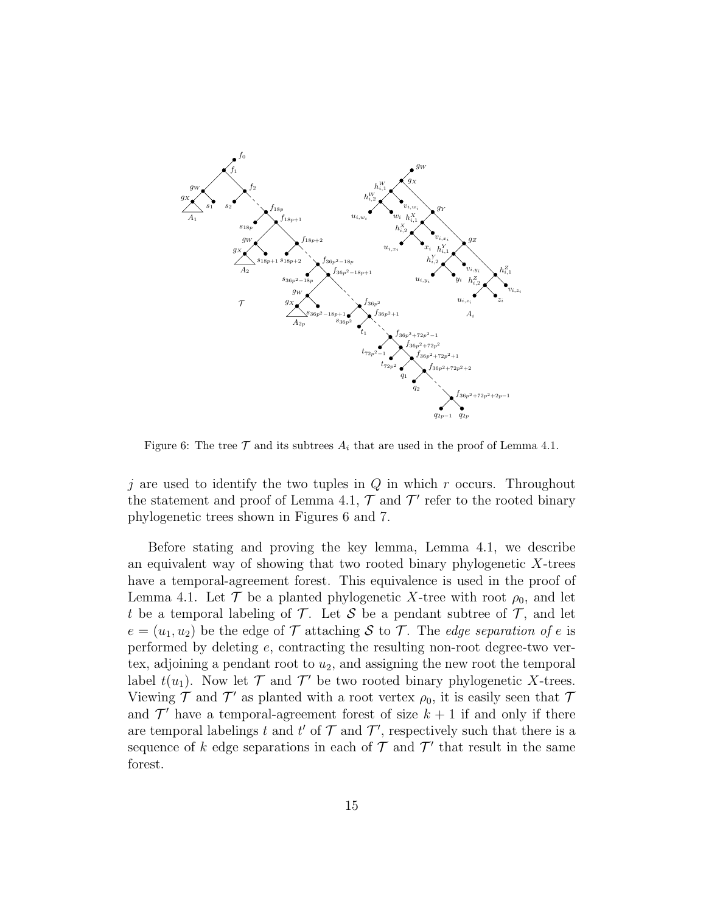Figure 6: The tree $\mathcal{T}$ and its subtrees $A_i$ that are used in the proof of Lemma 4.1.

$j$ are used to identify the two tuples in $Q$ in which $r$ occurs. Throughout the statement and proof of Lemma 4.1, $\mathcal{T}$ and $\mathcal{T}'$ refer to the rooted binary phylogenetic trees shown in Figures 6 and 7.

Before stating and proving the key lemma, Lemma 4.1, we describe an equivalent way of showing that two rooted binary phylogenetic $X$-trees have a temporal-agreement forest. This equivalence is used in the proof of Lemma 4.1. Let $\mathcal{T}$ be a planted phylogenetic $X$-tree with root $\rho_0$, and let $t$ be a temporal labeling of $\mathcal{T}$. Let $\mathcal{S}$ be a pendant subtree of $\mathcal{T}$, and let $e = (u_1, u_2)$ be the edge of $\mathcal{T}$ attaching $\mathcal{S}$ to $\mathcal{T}$. The *edge separation of* $e$ is performed by deleting $e$, contracting the resulting non-root degree-two vertex, adjoining a pendant root to $u_2$, and assigning the new root the temporal label $t(u_1)$. Now let $\mathcal{T}$ and $\mathcal{T}'$ be two rooted binary phylogenetic $X$-trees. Viewing $\mathcal{T}$ and $\mathcal{T}'$ as planted with a root vertex $\rho_0$, it is easily seen that $\mathcal{T}$ and $\mathcal{T}'$ have a temporal-agreement forest of size $k+1$ if and only if there are temporal labelings $t$ and $t'$ of $\mathcal{T}$ and $\mathcal{T}'$, respectively such that there is a sequence of $k$ edge separations in each of $\mathcal{T}$ and $\mathcal{T}'$ that result in the same forest.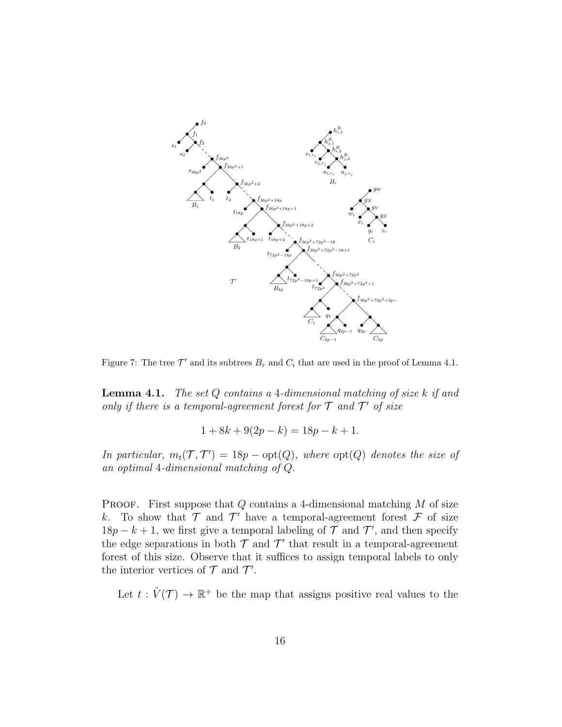Figure 7: The tree $\mathcal{T}'$ and its subtrees $B_r$ and $C_i$ that are used in the proof of Lemma 4.1.

**Lemma 4.1.** *The set $Q$ contains a 4-dimensional matching of size $k$ if and only if there is a temporal-agreement forest for $\mathcal{T}$ and $\mathcal{T}'$ of size*

$$1 + 8k + 9(2p - k) = 18p - k + 1.$$

*In particular, $m_t(\mathcal{T}, \mathcal{T}') = 18p - \mathrm{opt}(Q)$, where $\mathrm{opt}(Q)$ denotes the size of an optimal 4-dimensional matching of $Q$.*

PROOF. First suppose that $Q$ contains a 4-dimensional matching $M$ of size $k$. To show that $\mathcal{T}$ and $\mathcal{T}'$ have a temporal-agreement forest $\mathcal{F}$ of size $18p - k + 1$, we first give a temporal labeling of $\mathcal{T}$ and $\mathcal{T}'$, and then specify the edge separations in both $\mathcal{T}$ and $\mathcal{T}'$ that result in a temporal-agreement forest of this size. Observe that it suffices to assign temporal labels to only the interior vertices of $\mathcal{T}$ and $\mathcal{T}'$.

Let $t : \mathring{V}(\mathcal{T}) \to \mathbb{R}^+$ be the map that assigns positive real values to the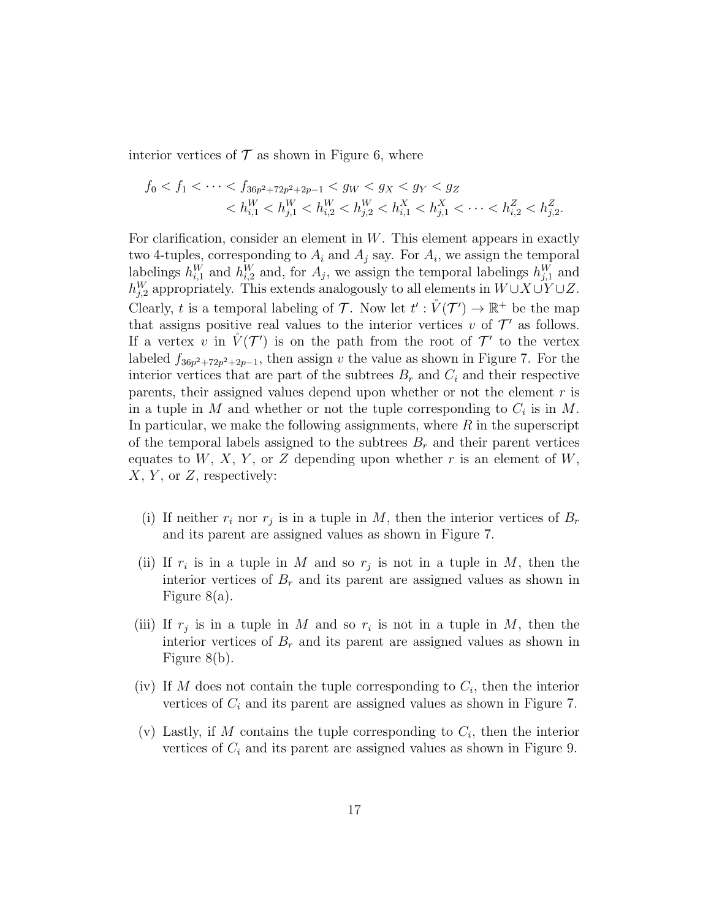interior vertices of $\mathcal{T}$ as shown in Figure 6, where

$$f_0 < f_1 < \cdots < f_{36p^2+72p^2+2p-1} < g_W < g_X < g_Y < g_Z \\ < h_{i,1}^W < h_{j,1}^W < h_{i,2}^W < h_{j,2}^W < h_{i,1}^X < h_{j,1}^X < \cdots < h_{i,2}^Z < h_{j,2}^Z.$$

For clarification, consider an element in $W$. This element appears in exactly two 4-tuples, corresponding to $A_i$ and $A_j$ say. For $A_i$, we assign the temporal labelings $h_{i,1}^W$ and $h_{i,2}^W$ and, for $A_j$, we assign the temporal labelings $h_{j,1}^W$ and $h_{j,2}^W$ appropriately. This extends analogously to all elements in $W \cup X \cup Y \cup Z$. Clearly, $t$ is a temporal labeling of $\mathcal{T}$. Now let $t' : \mathring{V}(\mathcal{T}') \rightarrow \mathbb{R}^+$ be the map that assigns positive real values to the interior vertices $v$ of $\mathcal{T}'$ as follows. If a vertex $v$ in $\mathring{V}(\mathcal{T}')$ is on the path from the root of $\mathcal{T}'$ to the vertex labeled $f_{36p^2+72p^2+2p-1}$, then assign $v$ the value as shown in Figure 7. For the interior vertices that are part of the subtrees $B_r$ and $C_i$ and their respective parents, their assigned values depend upon whether or not the element $r$ is in a tuple in $M$ and whether or not the tuple corresponding to $C_i$ is in $M$. In particular, we make the following assignments, where $R$ in the superscript of the temporal labels assigned to the subtrees $B_r$ and their parent vertices equates to $W$, $X$, $Y$, or $Z$ depending upon whether $r$ is an element of $W$, $X$, $Y$, or $Z$, respectively:

(i) If neither $r_i$ nor $r_j$ is in a tuple in $M$, then the interior vertices of $B_r$ and its parent are assigned values as shown in Figure 7.

(ii) If $r_i$ is in a tuple in $M$ and so $r_j$ is not in a tuple in $M$, then the interior vertices of $B_r$ and its parent are assigned values as shown in Figure 8(a).

(iii) If $r_j$ is in a tuple in $M$ and so $r_i$ is not in a tuple in $M$, then the interior vertices of $B_r$ and its parent are assigned values as shown in Figure 8(b).

(iv) If $M$ does not contain the tuple corresponding to $C_i$, then the interior vertices of $C_i$ and its parent are assigned values as shown in Figure 7.

(v) Lastly, if $M$ contains the tuple corresponding to $C_i$, then the interior vertices of $C_i$ and its parent are assigned values as shown in Figure 9.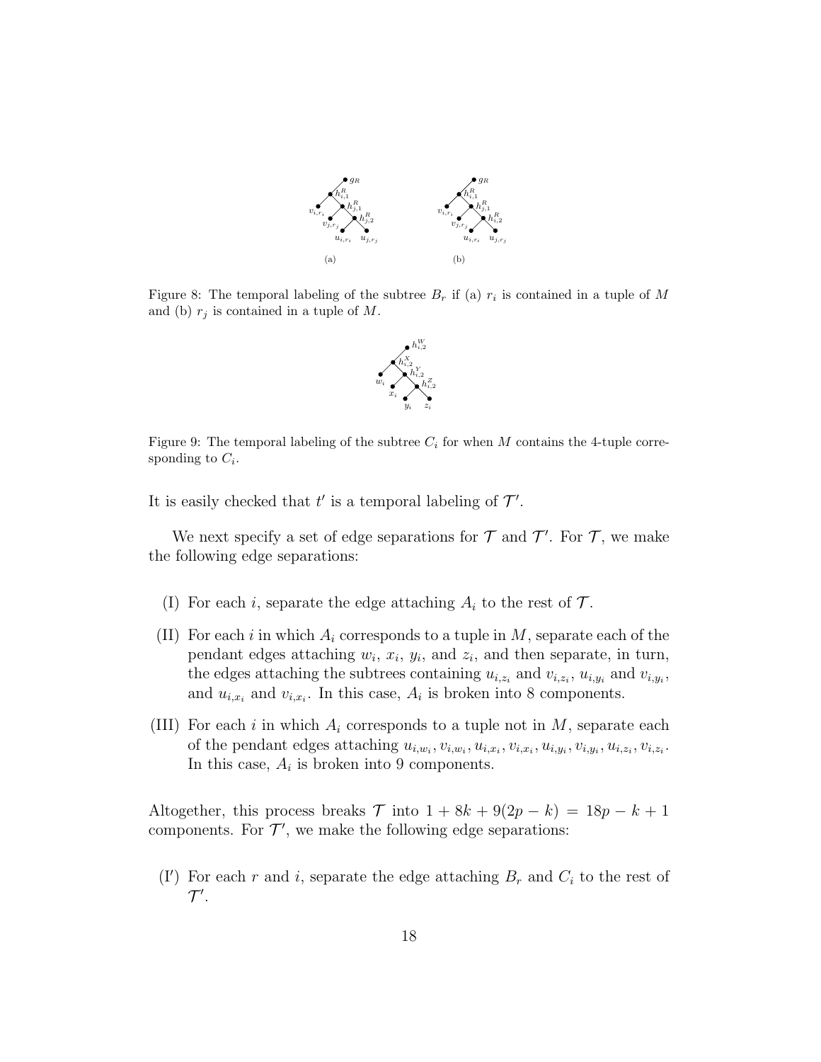Figure 8: The temporal labeling of the subtree $B_r$ if (a) $r_i$ is contained in a tuple of $M$ and (b) $r_j$ is contained in a tuple of $M$.

Figure 9: The temporal labeling of the subtree $C_i$ for when $M$ contains the 4-tuple corresponding to $C_i$.

It is easily checked that $t'$ is a temporal labeling of $\mathcal{T}'$.

We next specify a set of edge separations for $\mathcal{T}$ and $\mathcal{T}'$. For $\mathcal{T}$, we make the following edge separations:

(I) For each $i$, separate the edge attaching $A_i$ to the rest of $\mathcal{T}$.

(II) For each $i$ in which $A_i$ corresponds to a tuple in $M$, separate each of the pendant edges attaching $w_i$, $x_i$, $y_i$, and $z_i$, and then separate, in turn, the edges attaching the subtrees containing $u_{i,z_i}$ and $v_{i,z_i}$, $u_{i,y_i}$ and $v_{i,y_i}$, and $u_{i,x_i}$ and $v_{i,x_i}$. In this case, $A_i$ is broken into 8 components.

(III) For each $i$ in which $A_i$ corresponds to a tuple not in $M$, separate each of the pendant edges attaching $u_{i,w_i}, v_{i,w_i}, u_{i,x_i}, v_{i,x_i}, u_{i,y_i}, v_{i,y_i}, u_{i,z_i}, v_{i,z_i}$. In this case, $A_i$ is broken into 9 components.

Altogether, this process breaks $\mathcal{T}$ into $1 + 8k + 9(2p - k) = 18p - k + 1$ components. For $\mathcal{T}'$, we make the following edge separations:

(I$'$) For each $r$ and $i$, separate the edge attaching $B_r$ and $C_i$ to the rest of $\mathcal{T}'$.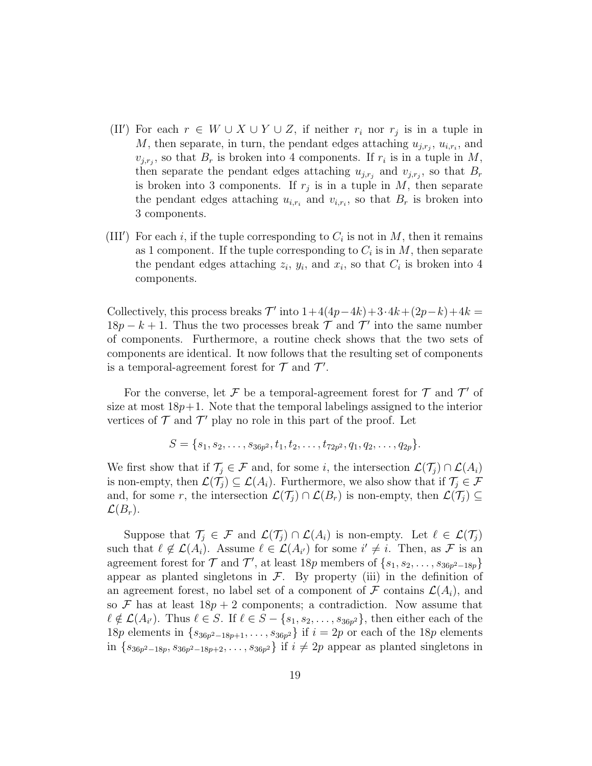(II′) For each $r \in W \cup X \cup Y \cup Z$, if neither $r_i$ nor $r_j$ is in a tuple in $M$, then separate, in turn, the pendant edges attaching $u_{j,r_j}$, $u_{i,r_i}$, and $v_{j,r_j}$, so that $B_r$ is broken into 4 components. If $r_i$ is in a tuple in $M$, then separate the pendant edges attaching $u_{j,r_j}$ and $v_{j,r_j}$, so that $B_r$ is broken into 3 components. If $r_j$ is in a tuple in $M$, then separate the pendant edges attaching $u_{i,r_i}$ and $v_{i,r_i}$, so that $B_r$ is broken into 3 components.

(III′) For each $i$, if the tuple corresponding to $C_i$ is not in $M$, then it remains as 1 component. If the tuple corresponding to $C_i$ is in $M$, then separate the pendant edges attaching $z_i$, $y_i$, and $x_i$, so that $C_i$ is broken into 4 components.

Collectively, this process breaks $\mathcal{T}'$ into $1+4(4p-4k)+3\cdot 4k+(2p-k)+4k = 18p-k+1$. Thus the two processes break $\mathcal{T}$ and $\mathcal{T}'$ into the same number of components. Furthermore, a routine check shows that the two sets of components are identical. It now follows that the resulting set of components is a temporal-agreement forest for $\mathcal{T}$ and $\mathcal{T}'$.

For the converse, let $\mathcal{F}$ be a temporal-agreement forest for $\mathcal{T}$ and $\mathcal{T}'$ of size at most $18p+1$. Note that the temporal labelings assigned to the interior vertices of $\mathcal{T}$ and $\mathcal{T}'$ play no role in this part of the proof. Let

$$S = \{s_1, s_2, \ldots, s_{36p^2}, t_1, t_2, \ldots, t_{72p^2}, q_1, q_2, \ldots, q_{2p}\}.$$

We first show that if $\mathcal{T}_j \in \mathcal{F}$ and, for some $i$, the intersection $\mathcal{L}(\mathcal{T}_j) \cap \mathcal{L}(A_i)$ is non-empty, then $\mathcal{L}(\mathcal{T}_j) \subseteq \mathcal{L}(A_i)$. Furthermore, we also show that if $\mathcal{T}_j \in \mathcal{F}$ and, for some $r$, the intersection $\mathcal{L}(\mathcal{T}_j) \cap \mathcal{L}(B_r)$ is non-empty, then $\mathcal{L}(\mathcal{T}_j) \subseteq \mathcal{L}(B_r)$.

Suppose that $\mathcal{T}_j \in \mathcal{F}$ and $\mathcal{L}(\mathcal{T}_j) \cap \mathcal{L}(A_i)$ is non-empty. Let $\ell \in \mathcal{L}(\mathcal{T}_j)$ such that $\ell \notin \mathcal{L}(A_i)$. Assume $\ell \in \mathcal{L}(A_{i'})$ for some $i' \neq i$. Then, as $\mathcal{F}$ is an agreement forest for $\mathcal{T}$ and $\mathcal{T}'$, at least $18p$ members of $\{s_1, s_2, \ldots, s_{36p^2-18p}\}$ appear as planted singletons in $\mathcal{F}$. By property (iii) in the definition of an agreement forest, no label set of a component of $\mathcal{F}$ contains $\mathcal{L}(A_i)$, and so $\mathcal{F}$ has at least $18p+2$ components; a contradiction. Now assume that $\ell \notin \mathcal{L}(A_{i'})$. Thus $\ell \in S$. If $\ell \in S - \{s_1, s_2, \ldots, s_{36p^2}\}$, then either each of the $18p$ elements in $\{s_{36p^2-18p+1}, \ldots, s_{36p^2}\}$ if $i = 2p$ or each of the $18p$ elements in $\{s_{36p^2-18p}, s_{36p^2-18p+2}, \ldots, s_{36p^2}\}$ if $i \neq 2p$ appear as planted singletons in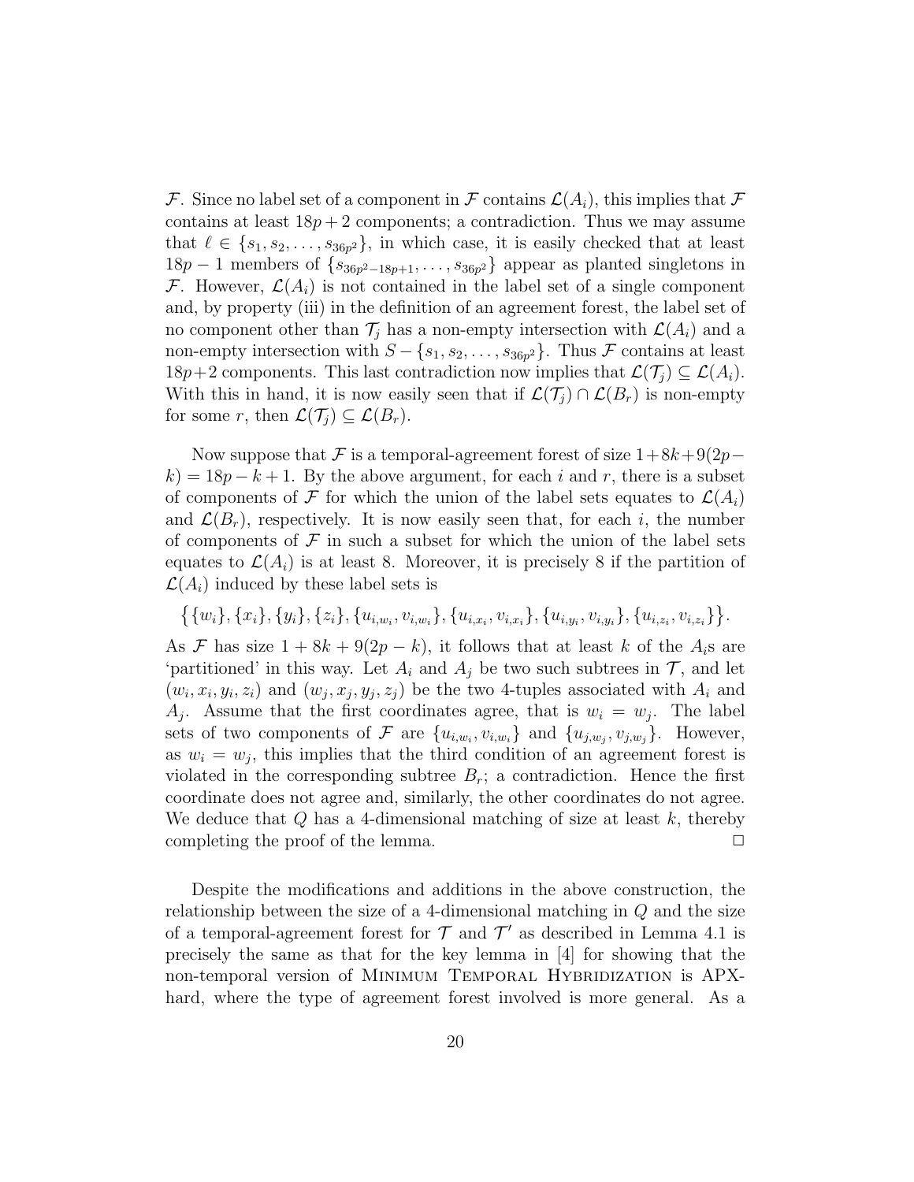$\mathcal{F}$. Since no label set of a component in $\mathcal{F}$ contains $\mathcal{L}(A_i)$, this implies that $\mathcal{F}$ contains at least $18p+2$ components; a contradiction. Thus we may assume that $\ell \in \{s_1, s_2, \ldots, s_{36p^2}\}$, in which case, it is easily checked that at least $18p-1$ members of $\{s_{36p^2-18p+1}, \ldots, s_{36p^2}\}$ appear as planted singletons in $\mathcal{F}$. However, $\mathcal{L}(A_i)$ is not contained in the label set of a single component and, by property (iii) in the definition of an agreement forest, the label set of no component other than $\mathcal{T}_j$ has a non-empty intersection with $\mathcal{L}(A_i)$ and a non-empty intersection with $S - \{s_1, s_2, \ldots, s_{36p^2}\}$. Thus $\mathcal{F}$ contains at least $18p+2$ components. This last contradiction now implies that $\mathcal{L}(\mathcal{T}_j) \subseteq \mathcal{L}(A_i)$. With this in hand, it is now easily seen that if $\mathcal{L}(\mathcal{T}_j) \cap \mathcal{L}(B_r)$ is non-empty for some $r$, then $\mathcal{L}(\mathcal{T}_j) \subseteq \mathcal{L}(B_r)$.

Now suppose that $\mathcal{F}$ is a temporal-agreement forest of size $1+8k+9(2p-k) = 18p-k+1$. By the above argument, for each $i$ and $r$, there is a subset of components of $\mathcal{F}$ for which the union of the label sets equates to $\mathcal{L}(A_i)$ and $\mathcal{L}(B_r)$, respectively. It is now easily seen that, for each $i$, the number of components of $\mathcal{F}$ in such a subset for which the union of the label sets equates to $\mathcal{L}(A_i)$ is at least 8. Moreover, it is precisely 8 if the partition of $\mathcal{L}(A_i)$ induced by these label sets is

$$\big\{\{w_i\}, \{x_i\}, \{y_i\}, \{z_i\}, \{u_{i,w_i}, v_{i,w_i}\}, \{u_{i,x_i}, v_{i,x_i}\}, \{u_{i,y_i}, v_{i,y_i}\}, \{u_{i,z_i}, v_{i,z_i}\}\big\}.$$

As $\mathcal{F}$ has size $1+8k+9(2p-k)$, it follows that at least $k$ of the $A_i$s are 'partitioned' in this way. Let $A_i$ and $A_j$ be two such subtrees in $\mathcal{T}$, and let $(w_i, x_i, y_i, z_i)$ and $(w_j, x_j, y_j, z_j)$ be the two 4-tuples associated with $A_i$ and $A_j$. Assume that the first coordinates agree, that is $w_i = w_j$. The label sets of two components of $\mathcal{F}$ are $\{u_{i,w_i}, v_{i,w_i}\}$ and $\{u_{j,w_j}, v_{j,w_j}\}$. However, as $w_i = w_j$, this implies that the third condition of an agreement forest is violated in the corresponding subtree $B_r$; a contradiction. Hence the first coordinate does not agree and, similarly, the other coordinates do not agree. We deduce that $Q$ has a 4-dimensional matching of size at least $k$, thereby completing the proof of the lemma. □

Despite the modifications and additions in the above construction, the relationship between the size of a 4-dimensional matching in $Q$ and the size of a temporal-agreement forest for $\mathcal{T}$ and $\mathcal{T}'$ as described in Lemma 4.1 is precisely the same as that for the key lemma in [4] for showing that the non-temporal version of MINIMUM TEMPORAL HYBRIDIZATION is APX-hard, where the type of agreement forest involved is more general. As a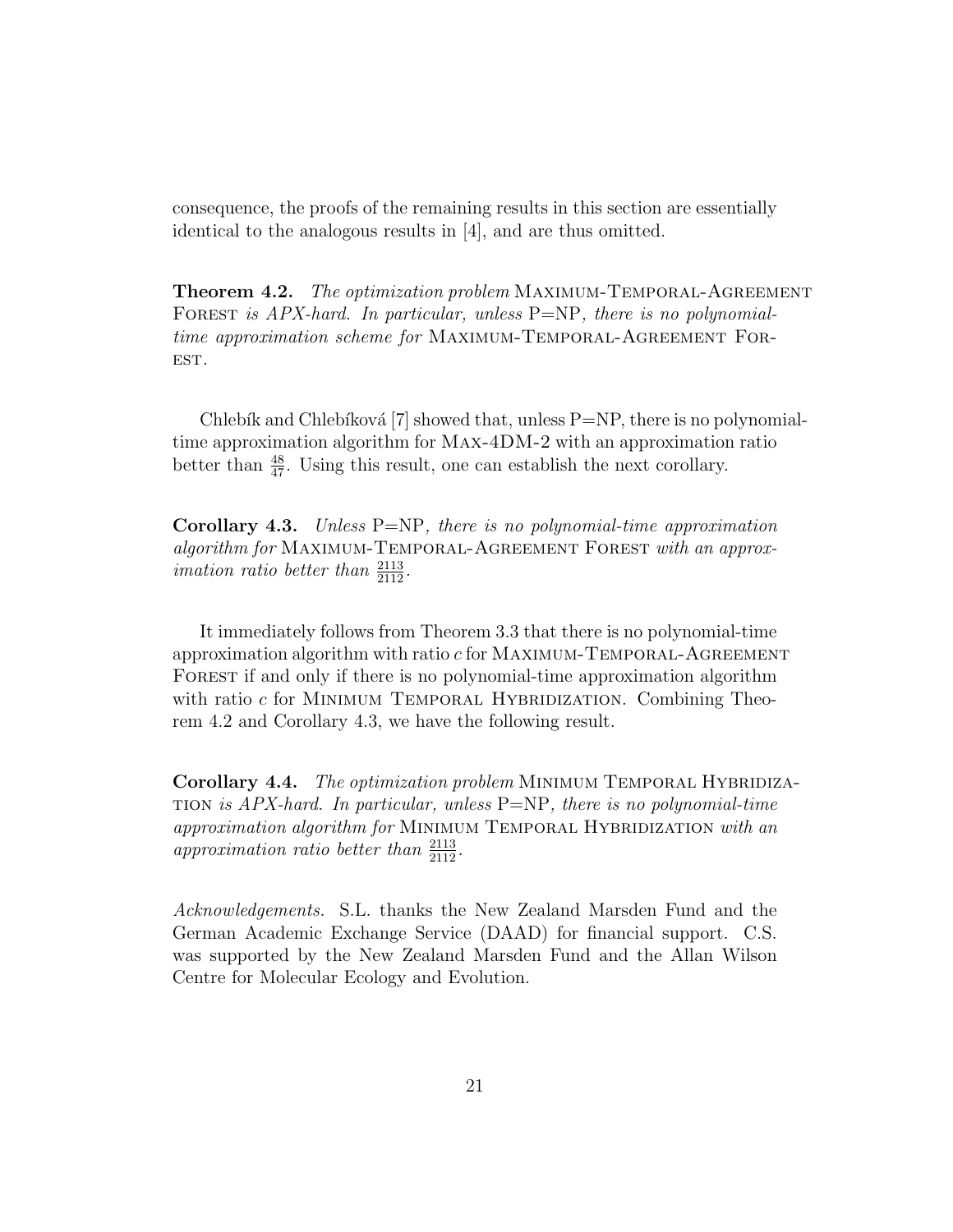consequence, the proofs of the remaining results in this section are essentially identical to the analogous results in [4], and are thus omitted.

**Theorem 4.2.** *The optimization problem* Maximum-Temporal-Agreement Forest *is APX-hard. In particular, unless* P=NP*, there is no polynomial-time approximation scheme for* Maximum-Temporal-Agreement Forest.

Chlebík and Chlebíková [7] showed that, unless P=NP, there is no polynomial-time approximation algorithm for Max-4DM-2 with an approximation ratio better than $\frac{48}{47}$. Using this result, one can establish the next corollary.

**Corollary 4.3.** *Unless* P=NP*, there is no polynomial-time approximation algorithm for* Maximum-Temporal-Agreement Forest *with an approximation ratio better than* $\frac{2113}{2112}$.

It immediately follows from Theorem 3.3 that there is no polynomial-time approximation algorithm with ratio $c$ for Maximum-Temporal-Agreement Forest if and only if there is no polynomial-time approximation algorithm with ratio $c$ for Minimum Temporal Hybridization. Combining Theorem 4.2 and Corollary 4.3, we have the following result.

**Corollary 4.4.** *The optimization problem* Minimum Temporal Hybridization *is APX-hard. In particular, unless* P=NP*, there is no polynomial-time approximation algorithm for* Minimum Temporal Hybridization *with an approximation ratio better than* $\frac{2113}{2112}$.

*Acknowledgements.* S.L. thanks the New Zealand Marsden Fund and the German Academic Exchange Service (DAAD) for financial support. C.S. was supported by the New Zealand Marsden Fund and the Allan Wilson Centre for Molecular Ecology and Evolution.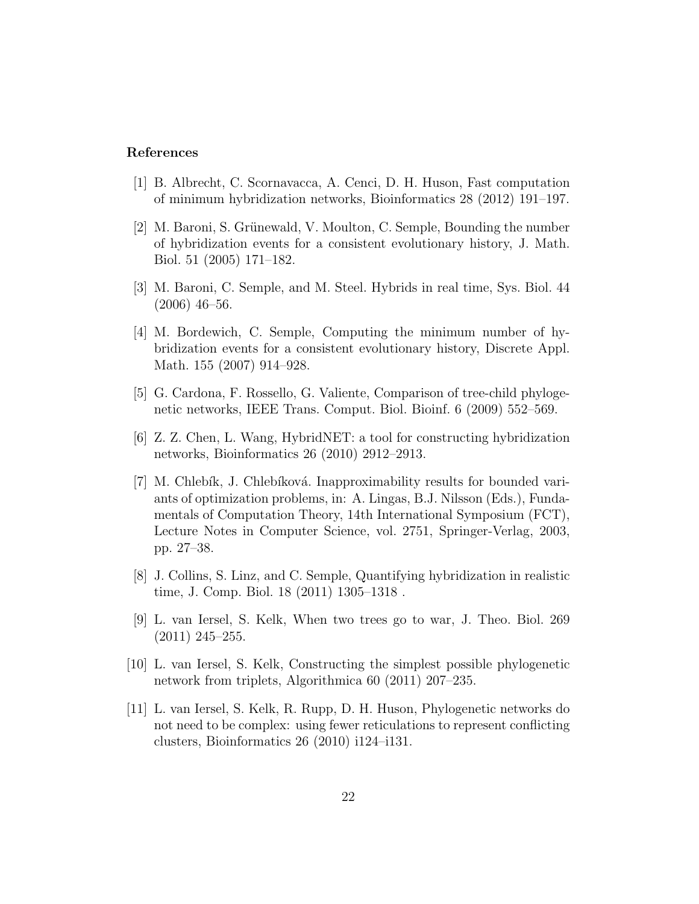## References

[1] B. Albrecht, C. Scornavacca, A. Cenci, D. H. Huson, Fast computation of minimum hybridization networks, Bioinformatics 28 (2012) 191–197.

[2] M. Baroni, S. Grünewald, V. Moulton, C. Semple, Bounding the number of hybridization events for a consistent evolutionary history, J. Math. Biol. 51 (2005) 171–182.

[3] M. Baroni, C. Semple, and M. Steel. Hybrids in real time, Sys. Biol. 44 (2006) 46–56.

[4] M. Bordewich, C. Semple, Computing the minimum number of hybridization events for a consistent evolutionary history, Discrete Appl. Math. 155 (2007) 914–928.

[5] G. Cardona, F. Rossello, G. Valiente, Comparison of tree-child phylogenetic networks, IEEE Trans. Comput. Biol. Bioinf. 6 (2009) 552–569.

[6] Z. Z. Chen, L. Wang, HybridNET: a tool for constructing hybridization networks, Bioinformatics 26 (2010) 2912–2913.

[7] M. Chlebík, J. Chlebíková. Inapproximability results for bounded variants of optimization problems, in: A. Lingas, B.J. Nilsson (Eds.), Fundamentals of Computation Theory, 14th International Symposium (FCT), Lecture Notes in Computer Science, vol. 2751, Springer-Verlag, 2003, pp. 27–38.

[8] J. Collins, S. Linz, and C. Semple, Quantifying hybridization in realistic time, J. Comp. Biol. 18 (2011) 1305–1318 .

[9] L. van Iersel, S. Kelk, When two trees go to war, J. Theo. Biol. 269 (2011) 245–255.

[10] L. van Iersel, S. Kelk, Constructing the simplest possible phylogenetic network from triplets, Algorithmica 60 (2011) 207–235.

[11] L. van Iersel, S. Kelk, R. Rupp, D. H. Huson, Phylogenetic networks do not need to be complex: using fewer reticulations to represent conflicting clusters, Bioinformatics 26 (2010) i124–i131.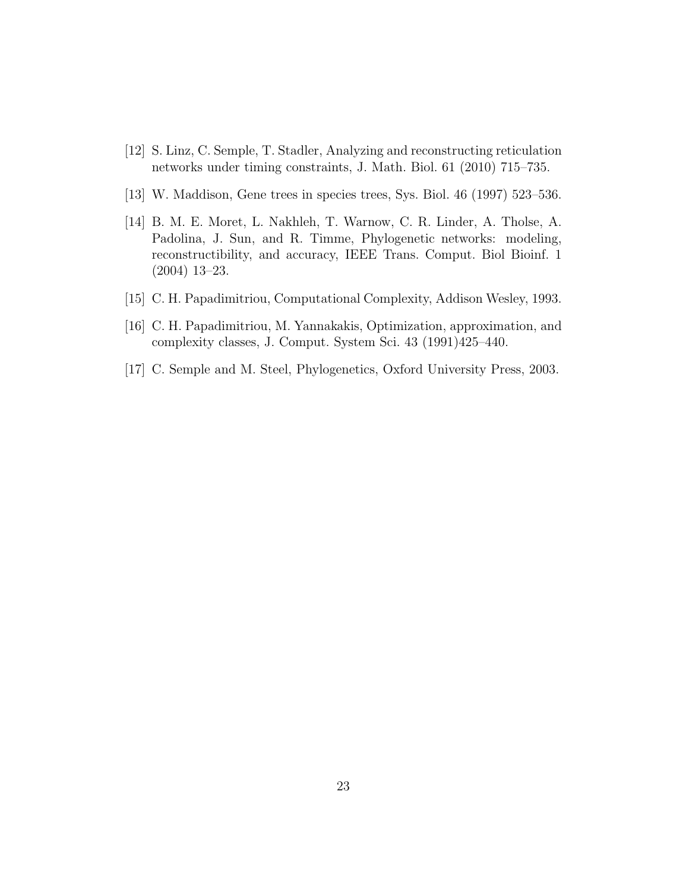[12] S. Linz, C. Semple, T. Stadler, Analyzing and reconstructing reticulation networks under timing constraints, J. Math. Biol. 61 (2010) 715–735.

[13] W. Maddison, Gene trees in species trees, Sys. Biol. 46 (1997) 523–536.

[14] B. M. E. Moret, L. Nakhleh, T. Warnow, C. R. Linder, A. Tholse, A. Padolina, J. Sun, and R. Timme, Phylogenetic networks: modeling, reconstructibility, and accuracy, IEEE Trans. Comput. Biol Bioinf. 1 (2004) 13–23.

[15] C. H. Papadimitriou, Computational Complexity, Addison Wesley, 1993.

[16] C. H. Papadimitriou, M. Yannakakis, Optimization, approximation, and complexity classes, J. Comput. System Sci. 43 (1991)425–440.

[17] C. Semple and M. Steel, Phylogenetics, Oxford University Press, 2003.